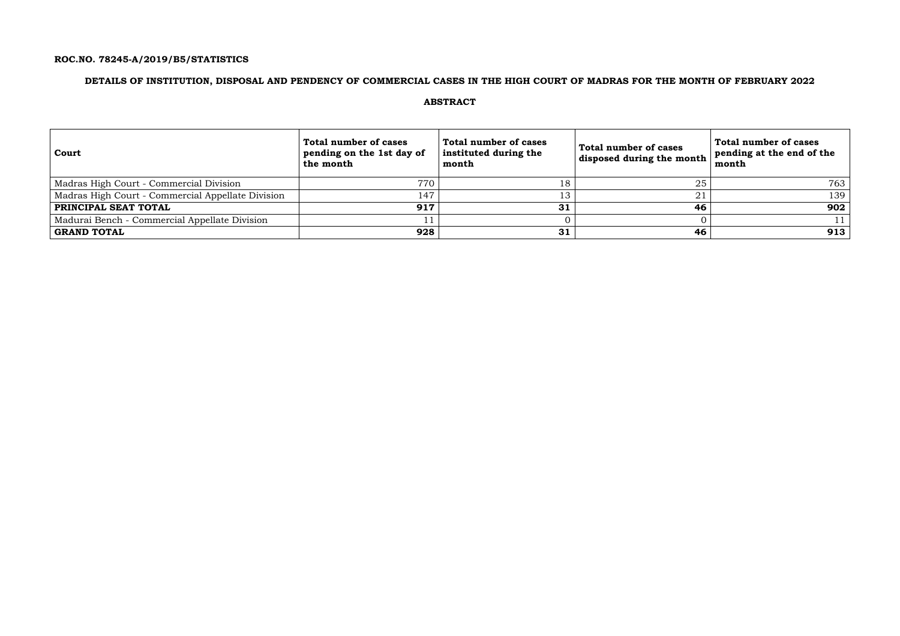**ROC.NO. 78245-A/2019/B5/STATISTICS**

**DETAILS OF INSTITUTION, DISPOSAL AND PENDENCY OF COMMERCIAL CASES IN THE HIGH COURT OF MADRAS FOR THE MONTH OF FEBRUARY 2022**

**ABSTRACT**

| Court | Total number of cases pending on the 1st day of the month | Total number of cases instituted during the month | Total number of cases disposed during the month | Total number of cases pending at the end of the month |
|---|---|---|---|---|
| Madras High Court - Commercial Division | 770 | 18 | 25 | 763 |
| Madras High Court - Commercial Appellate Division | 147 | 13 | 21 | 139 |
| **PRINCIPAL SEAT TOTAL** | **917** | **31** | **46** | **902** |
| Madurai Bench - Commercial Appellate Division | 11 | 0 | 0 | 11 |
| **GRAND TOTAL** | **928** | **31** | **46** | **913** |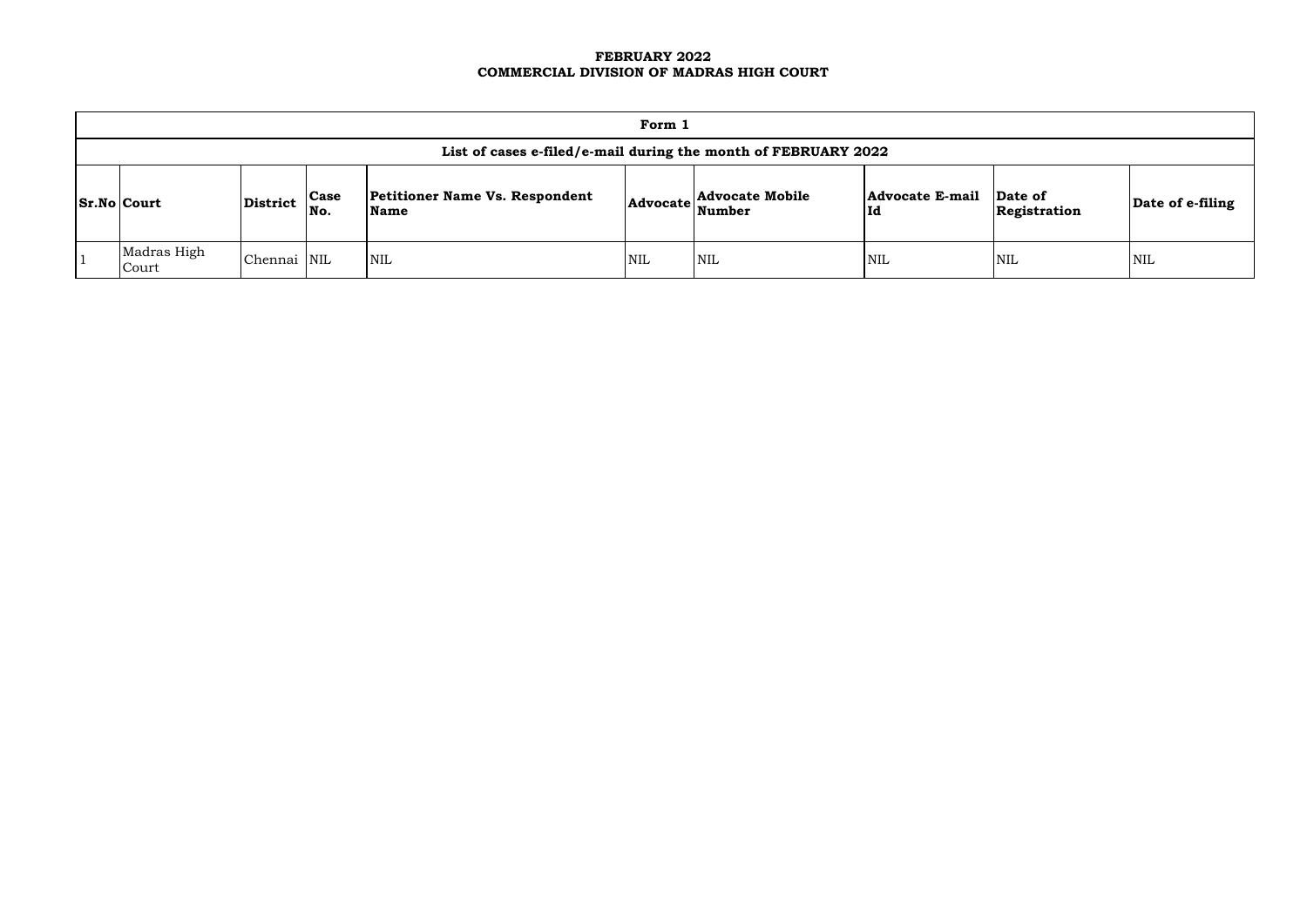**FEBRUARY 2022**
**COMMERCIAL DIVISION OF MADRAS HIGH COURT**

| Form 1 | | | | | | | | | |
|---|---|---|---|---|---|---|---|---|---|
| List of cases e-filed/e-mail during the month of FEBRUARY 2022 | | | | | | | | | |
| **Sr.No** | **Court** | **District** | **Case No.** | **Petitioner Name Vs. Respondent Name** | **Advocate** | **Advocate Mobile Number** | **Advocate E-mail Id** | **Date of Registration** | **Date of e-filing** |
| 1 | Madras High Court | Chennai | NIL | NIL | NIL | NIL | NIL | NIL | NIL |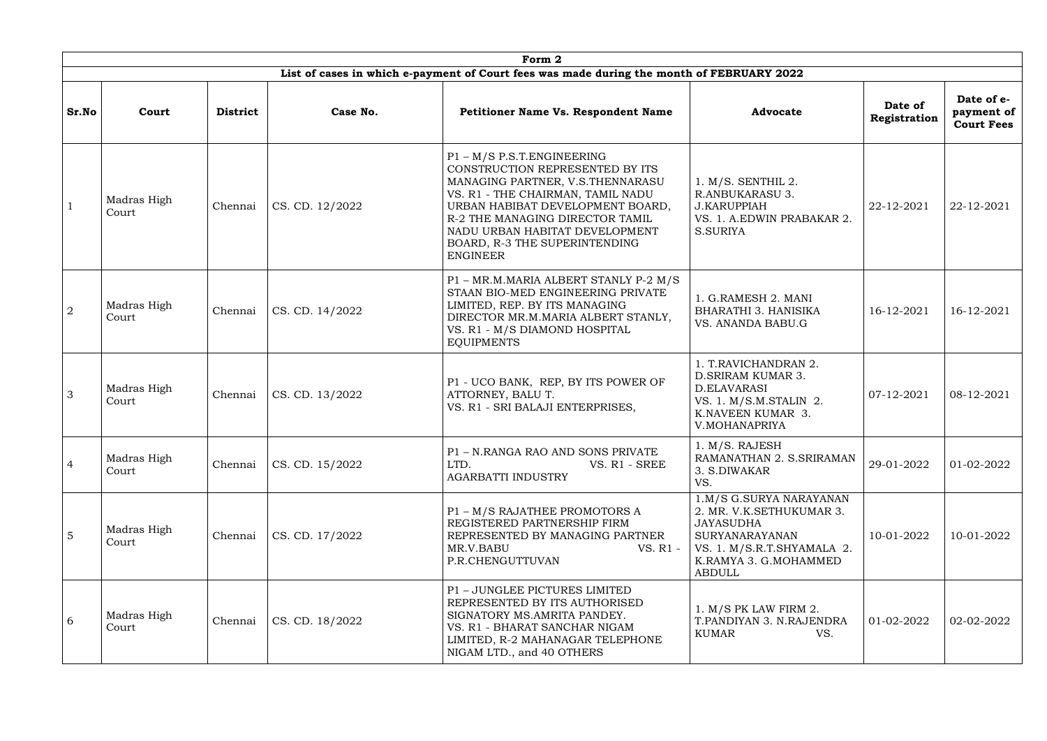| Form 2 | | | | | | | |
|---|---|---|---|---|---|---|---|
| List of cases in which e-payment of Court fees was made during the month of FEBRUARY 2022 | | | | | | | |
| **Sr.No** | **Court** | **District** | **Case No.** | **Petitioner Name Vs. Respondent Name** | **Advocate** | **Date of Registration** | **Date of e-payment of Court Fees** |
| 1 | Madras High Court | Chennai | CS. CD. 12/2022 | P1 – M/S P.S.T.ENGINEERING CONSTRUCTION REPRESENTED BY ITS MANAGING PARTNER, V.S.THENNARASU VS. R1 - THE CHAIRMAN, TAMIL NADU URBAN HABIBAT DEVELOPMENT BOARD, R-2 THE MANAGING DIRECTOR TAMIL NADU URBAN HABITAT DEVELOPMENT BOARD, R-3 THE SUPERINTENDING ENGINEER | 1. M/S. SENTHIL 2. R.ANBUKARASU 3. J.KARUPPIAH VS. 1. A.EDWIN PRABAKAR 2. S.SURIYA | 22-12-2021 | 22-12-2021 |
| 2 | Madras High Court | Chennai | CS. CD. 14/2022 | P1 – MR.M.MARIA ALBERT STANLY P-2 M/S STAAN BIO-MED ENGINEERING PRIVATE LIMITED, REP. BY ITS MANAGING DIRECTOR MR.M.MARIA ALBERT STANLY, VS. R1 - M/S DIAMOND HOSPITAL EQUIPMENTS | 1. G.RAMESH 2. MANI BHARATHI 3. HANISIKA VS. ANANDA BABU.G | 16-12-2021 | 16-12-2021 |
| 3 | Madras High Court | Chennai | CS. CD. 13/2022 | P1 - UCO BANK, REP, BY ITS POWER OF ATTORNEY, BALU T. VS. R1 - SRI BALAJI ENTERPRISES, | 1. T.RAVICHANDRAN 2. D.SRIRAM KUMAR 3. D.ELAVARASI VS. 1. M/S.M.STALIN 2. K.NAVEEN KUMAR 3. V.MOHANAPRIYA | 07-12-2021 | 08-12-2021 |
| 4 | Madras High Court | Chennai | CS. CD. 15/2022 | P1 – N.RANGA RAO AND SONS PRIVATE LTD. VS. R1 - SREE AGARBATTI INDUSTRY | 1. M/S. RAJESH RAMANATHAN 2. S.SRIRAMAN 3. S.DIWAKAR VS. | 29-01-2022 | 01-02-2022 |
| 5 | Madras High Court | Chennai | CS. CD. 17/2022 | P1 – M/S RAJATHEE PROMOTORS A REGISTERED PARTNERSHIP FIRM REPRESENTED BY MANAGING PARTNER MR.V.BABU VS. R1 - P.CHENGUTTUVAN | 1.M/S G.SURYA NARAYANAN 2. MR. V.K.SETHUKUMAR 3. JAYASUDHA SURYANARAYANAN VS. 1. M/S.R.T.SHYAMALA 2. K.RAMYA 3. G.MOHAMMED ABDULL | 10-01-2022 | 10-01-2022 |
| 6 | Madras High Court | Chennai | CS. CD. 18/2022 | P1 – JUNGLEE PICTURES LIMITED REPRESENTED BY ITS AUTHORISED SIGNATORY MS.AMRITA PANDEY. VS. R1 - BHARAT SANCHAR NIGAM LIMITED, R-2 MAHANAGAR TELEPHONE NIGAM LTD., and 40 OTHERS | 1. M/S PK LAW FIRM 2. T.PANDIYAN 3. N.RAJENDRA KUMAR VS. | 01-02-2022 | 02-02-2022 |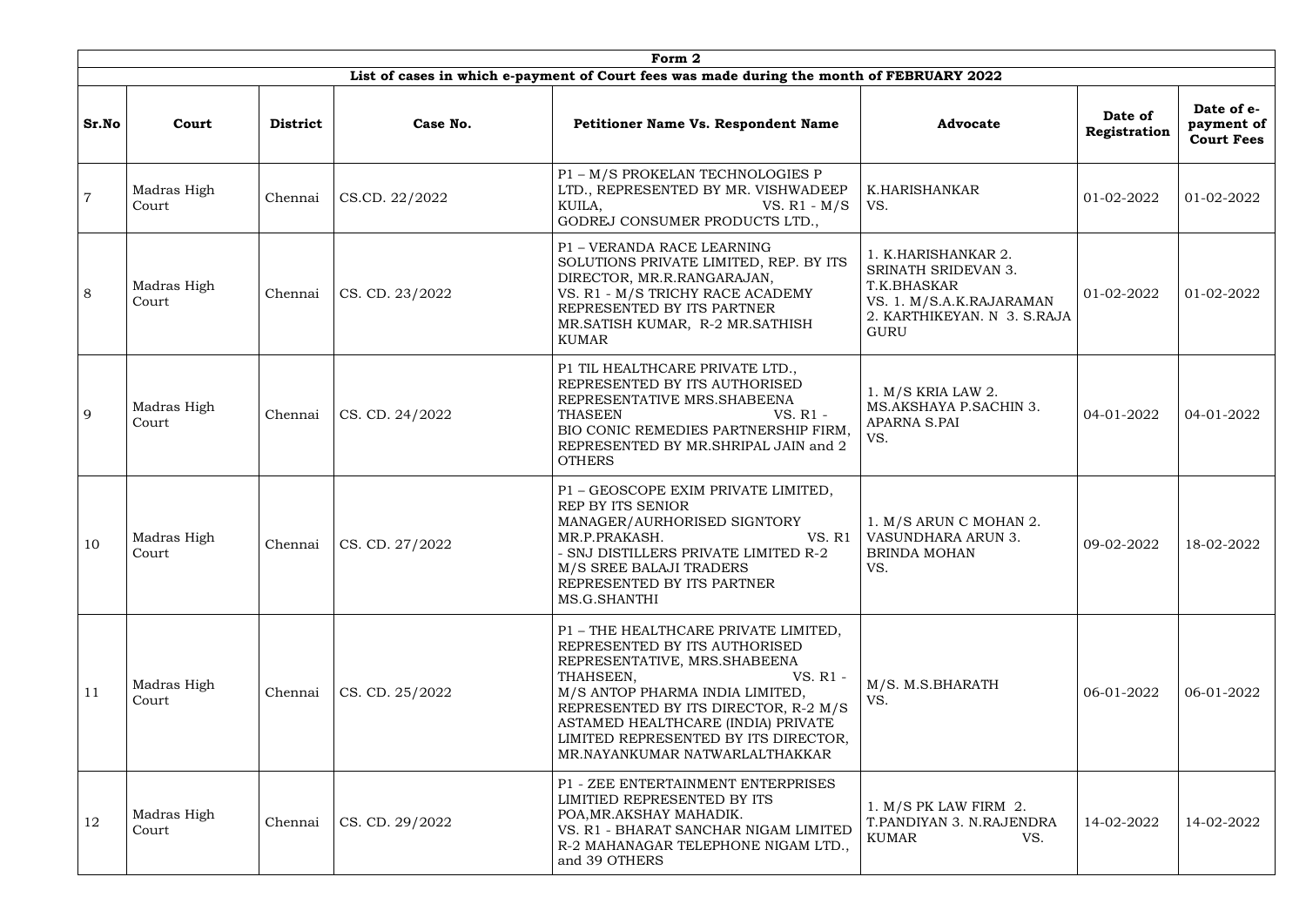| Form 2 | | | | | | | |
|---|---|---|---|---|---|---|---|
| **List of cases in which e-payment of Court fees was made during the month of FEBRUARY 2022** | | | | | | | |
| **Sr.No** | **Court** | **District** | **Case No.** | **Petitioner Name Vs. Respondent Name** | **Advocate** | **Date of Registration** | **Date of e-payment of Court Fees** |
| 7 | Madras High Court | Chennai | CS.CD. 22/2022 | P1 – M/S PROKELAN TECHNOLOGIES P LTD., REPRESENTED BY MR. VISHWADEEP KUILA, VS. R1 - M/S GODREJ CONSUMER PRODUCTS LTD., | K.HARISHANKAR VS. | 01-02-2022 | 01-02-2022 |
| 8 | Madras High Court | Chennai | CS. CD. 23/2022 | P1 – VERANDA RACE LEARNING SOLUTIONS PRIVATE LIMITED, REP. BY ITS DIRECTOR, MR.R.RANGARAJAN, VS. R1 - M/S TRICHY RACE ACADEMY REPRESENTED BY ITS PARTNER MR.SATISH KUMAR, R-2 MR.SATHISH KUMAR | 1. K.HARISHANKAR 2. SRINATH SRIDEVAN 3. T.K.BHASKAR VS. 1. M/S.A.K.RAJARAMAN 2. KARTHIKEYAN. N 3. S.RAJA GURU | 01-02-2022 | 01-02-2022 |
| 9 | Madras High Court | Chennai | CS. CD. 24/2022 | P1 TIL HEALTHCARE PRIVATE LTD., REPRESENTED BY ITS AUTHORISED REPRESENTATIVE MRS.SHABEENA THASEEN VS. R1 - BIO CONIC REMEDIES PARTNERSHIP FIRM, REPRESENTED BY MR.SHRIPAL JAIN and 2 OTHERS | 1. M/S KRIA LAW 2. MS.AKSHAYA P.SACHIN 3. APARNA S.PAI VS. | 04-01-2022 | 04-01-2022 |
| 10 | Madras High Court | Chennai | CS. CD. 27/2022 | P1 – GEOSCOPE EXIM PRIVATE LIMITED, REP BY ITS SENIOR MANAGER/AURHORISED SIGNTORY MR.P.PRAKASH. VS. R1 - SNJ DISTILLERS PRIVATE LIMITED R-2 M/S SREE BALAJI TRADERS REPRESENTED BY ITS PARTNER MS.G.SHANTHI | 1. M/S ARUN C MOHAN 2. VASUNDHARA ARUN 3. BRINDA MOHAN VS. | 09-02-2022 | 18-02-2022 |
| 11 | Madras High Court | Chennai | CS. CD. 25/2022 | P1 – THE HEALTHCARE PRIVATE LIMITED, REPRESENTED BY ITS AUTHORISED REPRESENTATIVE, MRS.SHABEENA THAHSEEN, VS. R1 - M/S ANTOP PHARMA INDIA LIMITED, REPRESENTED BY ITS DIRECTOR, R-2 M/S ASTAMED HEALTHCARE (INDIA) PRIVATE LIMITED REPRESENTED BY ITS DIRECTOR, MR.NAYANKUMAR NATWARLALTHAKKAR | M/S. M.S.BHARATH VS. | 06-01-2022 | 06-01-2022 |
| 12 | Madras High Court | Chennai | CS. CD. 29/2022 | P1 - ZEE ENTERTAINMENT ENTERPRISES LIMITIED REPRESENTED BY ITS POA,MR.AKSHAY MAHADIK. VS. R1 - BHARAT SANCHAR NIGAM LIMITED R-2 MAHANAGAR TELEPHONE NIGAM LTD., and 39 OTHERS | 1. M/S PK LAW FIRM 2. T.PANDIYAN 3. N.RAJENDRA KUMAR VS. | 14-02-2022 | 14-02-2022 |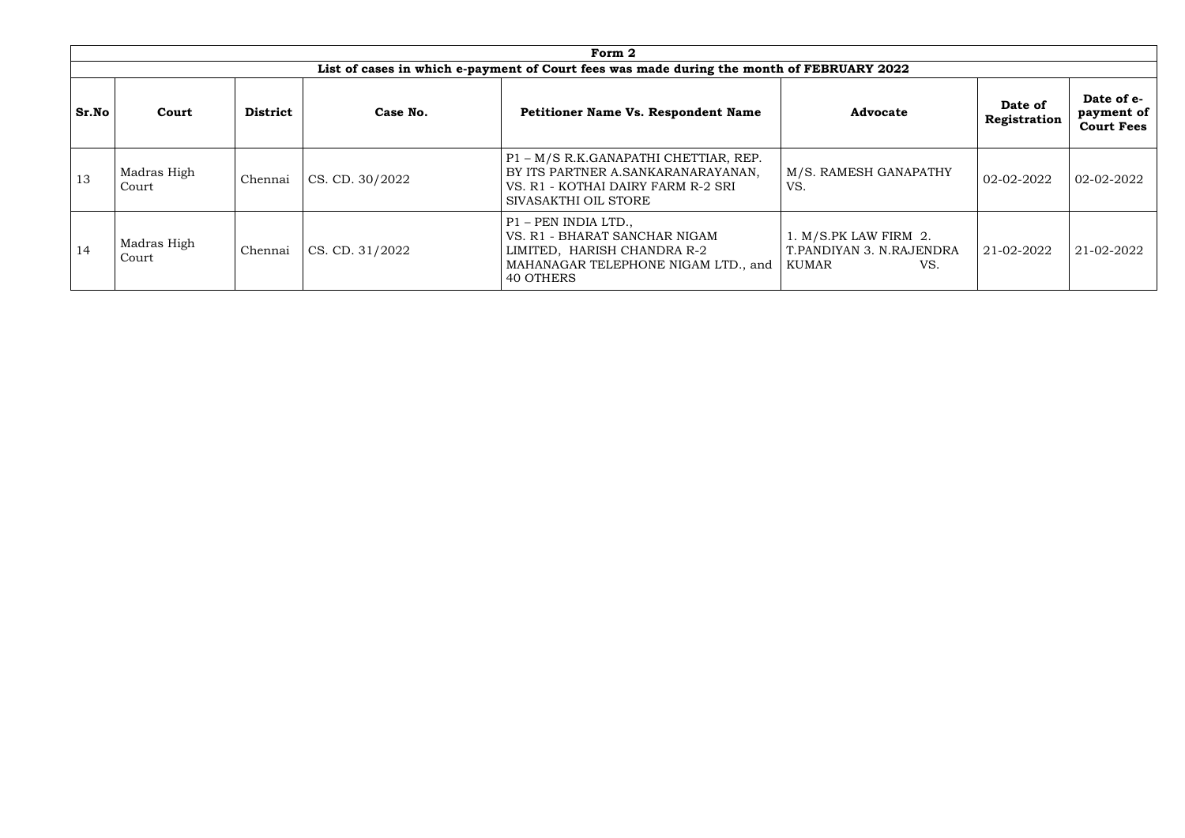| Form 2 | | | | | | | |
|---|---|---|---|---|---|---|---|
| **List of cases in which e-payment of Court fees was made during the month of FEBRUARY 2022** | | | | | | | |
| **Sr.No** | **Court** | **District** | **Case No.** | **Petitioner Name Vs. Respondent Name** | **Advocate** | **Date of Registration** | **Date of e-payment of Court Fees** |
| 13 | Madras High Court | Chennai | CS. CD. 30/2022 | P1 – M/S R.K.GANAPATHI CHETTIAR, REP. BY ITS PARTNER A.SANKARANARAYANAN, VS. R1 - KOTHAI DAIRY FARM R-2 SRI SIVASAKTHI OIL STORE | M/S. RAMESH GANAPATHY VS. | 02-02-2022 | 02-02-2022 |
| 14 | Madras High Court | Chennai | CS. CD. 31/2022 | P1 – PEN INDIA LTD., VS. R1 - BHARAT SANCHAR NIGAM LIMITED, HARISH CHANDRA R-2 MAHANAGAR TELEPHONE NIGAM LTD., and 40 OTHERS | 1. M/S.PK LAW FIRM 2. T.PANDIYAN 3. N.RAJENDRA KUMAR VS. | 21-02-2022 | 21-02-2022 |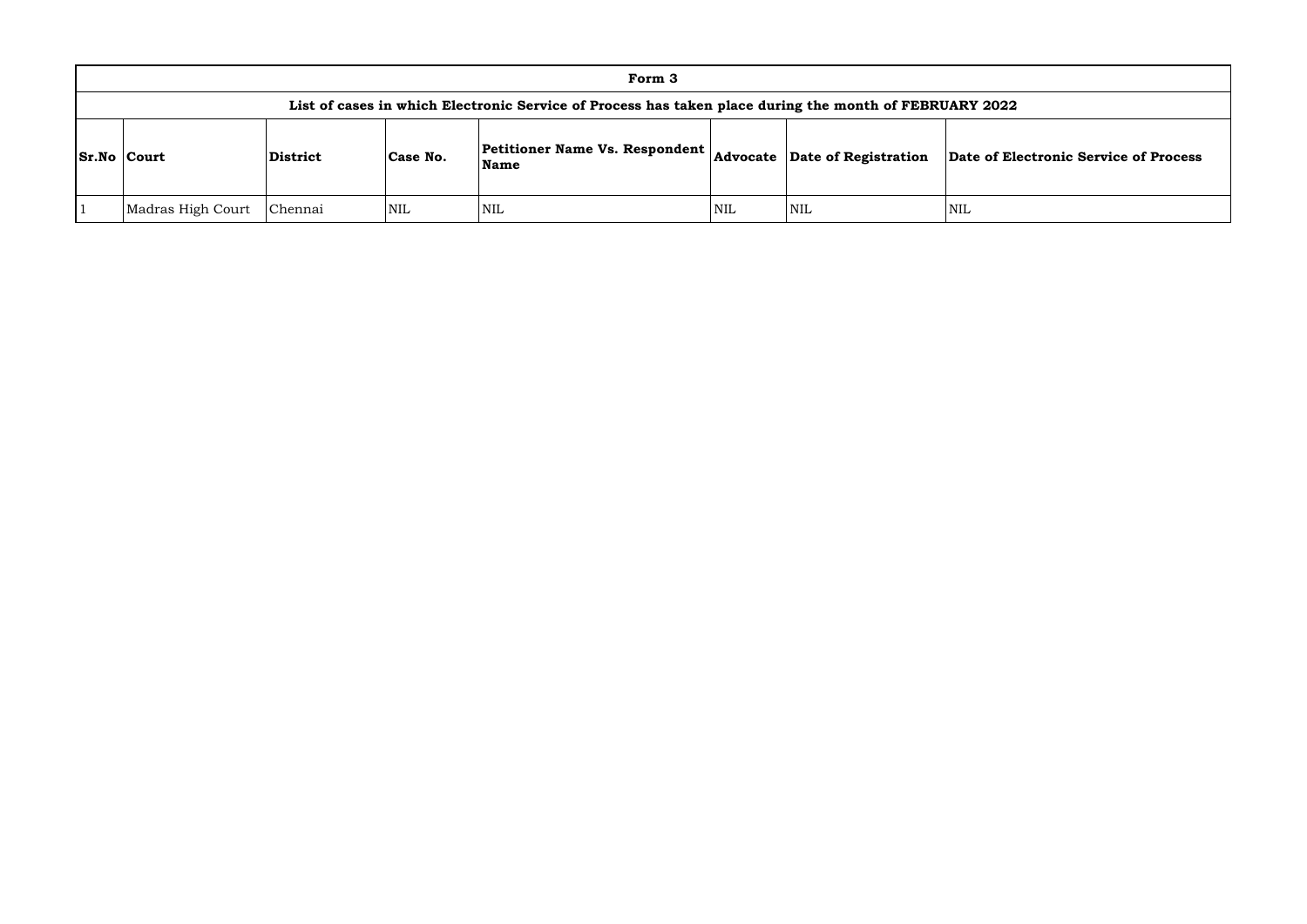**Form 3**

**List of cases in which Electronic Service of Process has taken place during the month of FEBRUARY 2022**

| Sr.No | Court | District | Case No. | Petitioner Name Vs. Respondent Name | Advocate | Date of Registration | Date of Electronic Service of Process |
|---|---|---|---|---|---|---|---|
| 1 | Madras High Court | Chennai | NIL | NIL | NIL | NIL | NIL |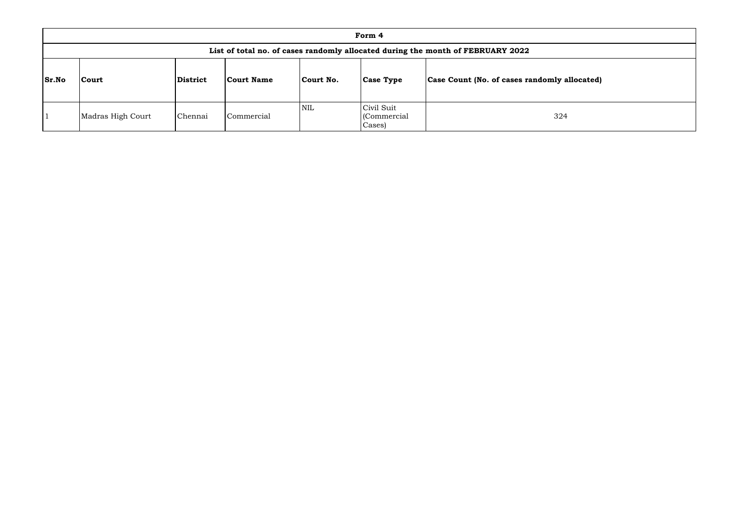| Form 4 | | | | | | |
|---|---|---|---|---|---|---|
| **List of total no. of cases randomly allocated during the month of FEBRUARY 2022** | | | | | | |
| **Sr.No** | **Court** | **District** | **Court Name** | **Court No.** | **Case Type** | **Case Count (No. of cases randomly allocated)** |
| 1 | Madras High Court | Chennai | Commercial | NIL | Civil Suit (Commercial Cases) | 324 |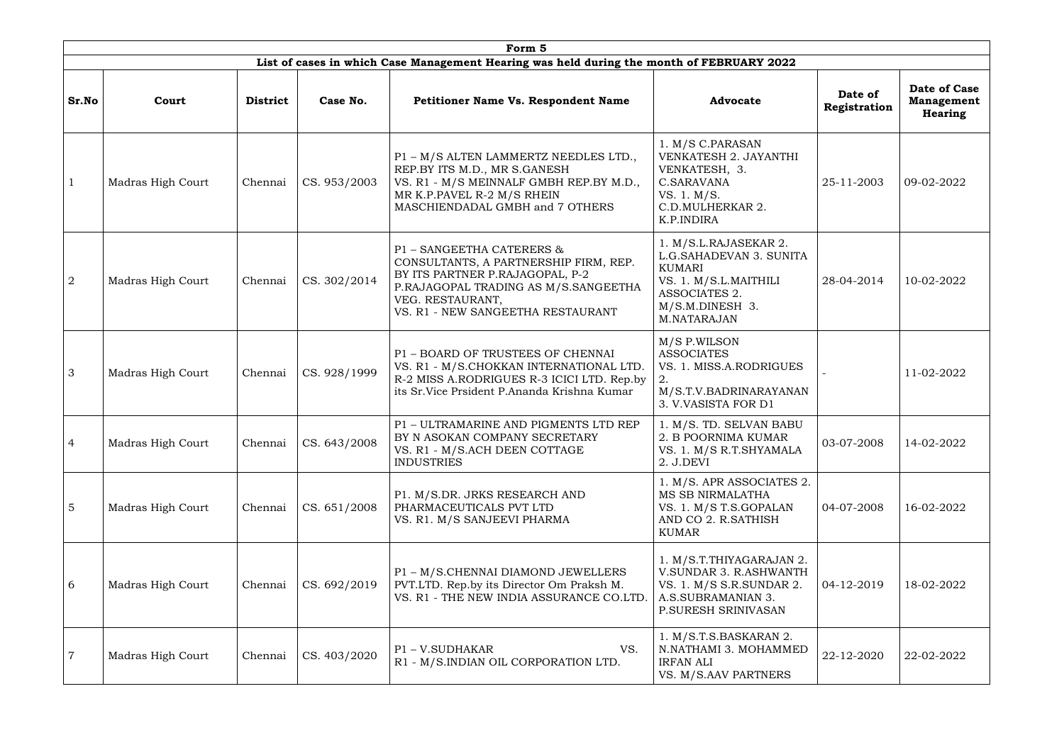| Form 5 | | | | | | | |
|---|---|---|---|---|---|---|---|
| List of cases in which Case Management Hearing was held during the month of FEBRUARY 2022 | | | | | | | |
| **Sr.No** | **Court** | **District** | **Case No.** | **Petitioner Name Vs. Respondent Name** | **Advocate** | **Date of Registration** | **Date of Case Management Hearing** |
| 1 | Madras High Court | Chennai | CS. 953/2003 | P1 – M/S ALTEN LAMMERTZ NEEDLES LTD., REP.BY ITS M.D., MR S.GANESH VS. R1 - M/S MEINNALF GMBH REP.BY M.D., MR K.P.PAVEL R-2 M/S RHEIN MASCHIENDADAL GMBH and 7 OTHERS | 1. M/S C.PARASAN VENKATESH 2. JAYANTHI VENKATESH, 3. C.SARAVANA VS. 1. M/S. C.D.MULHERKAR 2. K.P.INDIRA | 25-11-2003 | 09-02-2022 |
| 2 | Madras High Court | Chennai | CS. 302/2014 | P1 – SANGEETHA CATERERS & CONSULTANTS, A PARTNERSHIP FIRM, REP. BY ITS PARTNER P.RAJAGOPAL, P-2 P.RAJAGOPAL TRADING AS M/S.SANGEETHA VEG. RESTAURANT, VS. R1 - NEW SANGEETHA RESTAURANT | 1. M/S.L.RAJASEKAR 2. L.G.SAHADEVAN 3. SUNITA KUMARI VS. 1. M/S.L.MAITHILI ASSOCIATES 2. M/S.M.DINESH 3. M.NATARAJAN | 28-04-2014 | 10-02-2022 |
| 3 | Madras High Court | Chennai | CS. 928/1999 | P1 – BOARD OF TRUSTEES OF CHENNAI VS. R1 - M/S.CHOKKAN INTERNATIONAL LTD. R-2 MISS A.RODRIGUES R-3 ICICI LTD. Rep.by its Sr.Vice Prsident P.Ananda Krishna Kumar | M/S P.WILSON ASSOCIATES VS. 1. MISS.A.RODRIGUES 2. M/S.T.V.BADRINARAYANAN 3. V.VASISTA FOR D1 | - | 11-02-2022 |
| 4 | Madras High Court | Chennai | CS. 643/2008 | P1 – ULTRAMARINE AND PIGMENTS LTD REP BY N ASOKAN COMPANY SECRETARY VS. R1 - M/S.ACH DEEN COTTAGE INDUSTRIES | 1. M/S. TD. SELVAN BABU 2. B POORNIMA KUMAR VS. 1. M/S R.T.SHYAMALA 2. J.DEVI | 03-07-2008 | 14-02-2022 |
| 5 | Madras High Court | Chennai | CS. 651/2008 | P1. M/S.DR. JRKS RESEARCH AND PHARMACEUTICALS PVT LTD VS. R1. M/S SANJEEVI PHARMA | 1. M/S. APR ASSOCIATES 2. MS SB NIRMALATHA VS. 1. M/S T.S.GOPALAN AND CO 2. R.SATHISH KUMAR | 04-07-2008 | 16-02-2022 |
| 6 | Madras High Court | Chennai | CS. 692/2019 | P1 – M/S.CHENNAI DIAMOND JEWELLERS PVT.LTD. Rep.by its Director Om Praksh M. VS. R1 - THE NEW INDIA ASSURANCE CO.LTD. | 1. M/S.T.THIYAGARAJAN 2. V.SUNDAR 3. R.ASHWANTH VS. 1. M/S S.R.SUNDAR 2. A.S.SUBRAMANIAN 3. P.SURESH SRINIVASAN | 04-12-2019 | 18-02-2022 |
| 7 | Madras High Court | Chennai | CS. 403/2020 | P1 – V.SUDHAKAR VS. R1 - M/S.INDIAN OIL CORPORATION LTD. | 1. M/S.T.S.BASKARAN 2. N.NATHAMI 3. MOHAMMED IRFAN ALI VS. M/S.AAV PARTNERS | 22-12-2020 | 22-02-2022 |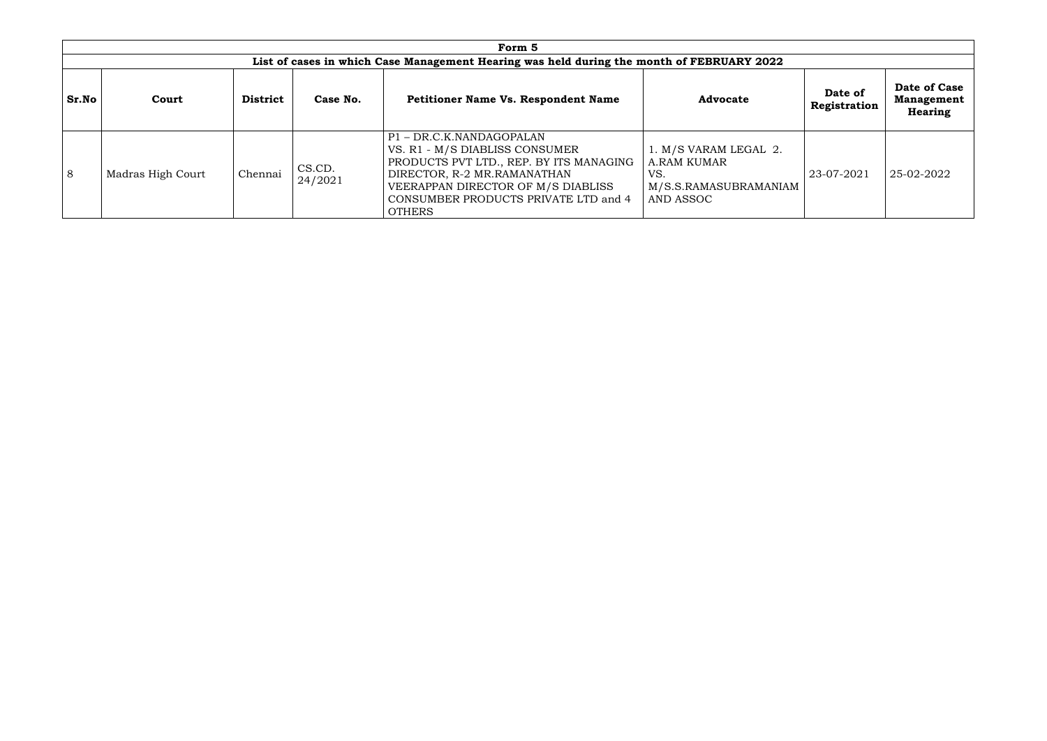| Form 5 | | | | | | | |
|---|---|---|---|---|---|---|---|
| **List of cases in which Case Management Hearing was held during the month of FEBRUARY 2022** | | | | | | | |
| **Sr.No** | **Court** | **District** | **Case No.** | **Petitioner Name Vs. Respondent Name** | **Advocate** | **Date of Registration** | **Date of Case Management Hearing** |
| 8 | Madras High Court | Chennai | CS.CD. 24/2021 | P1 – DR.C.K.NANDAGOPALAN VS. R1 - M/S DIABLISS CONSUMER PRODUCTS PVT LTD., REP. BY ITS MANAGING DIRECTOR, R-2 MR.RAMANATHAN VEERAPPAN DIRECTOR OF M/S DIABLISS CONSUMBER PRODUCTS PRIVATE LTD and 4 OTHERS | 1. M/S VARAM LEGAL 2. A.RAM KUMAR VS. M/S.S.RAMASUBRAMANIAM AND ASSOC | 23-07-2021 | 25-02-2022 |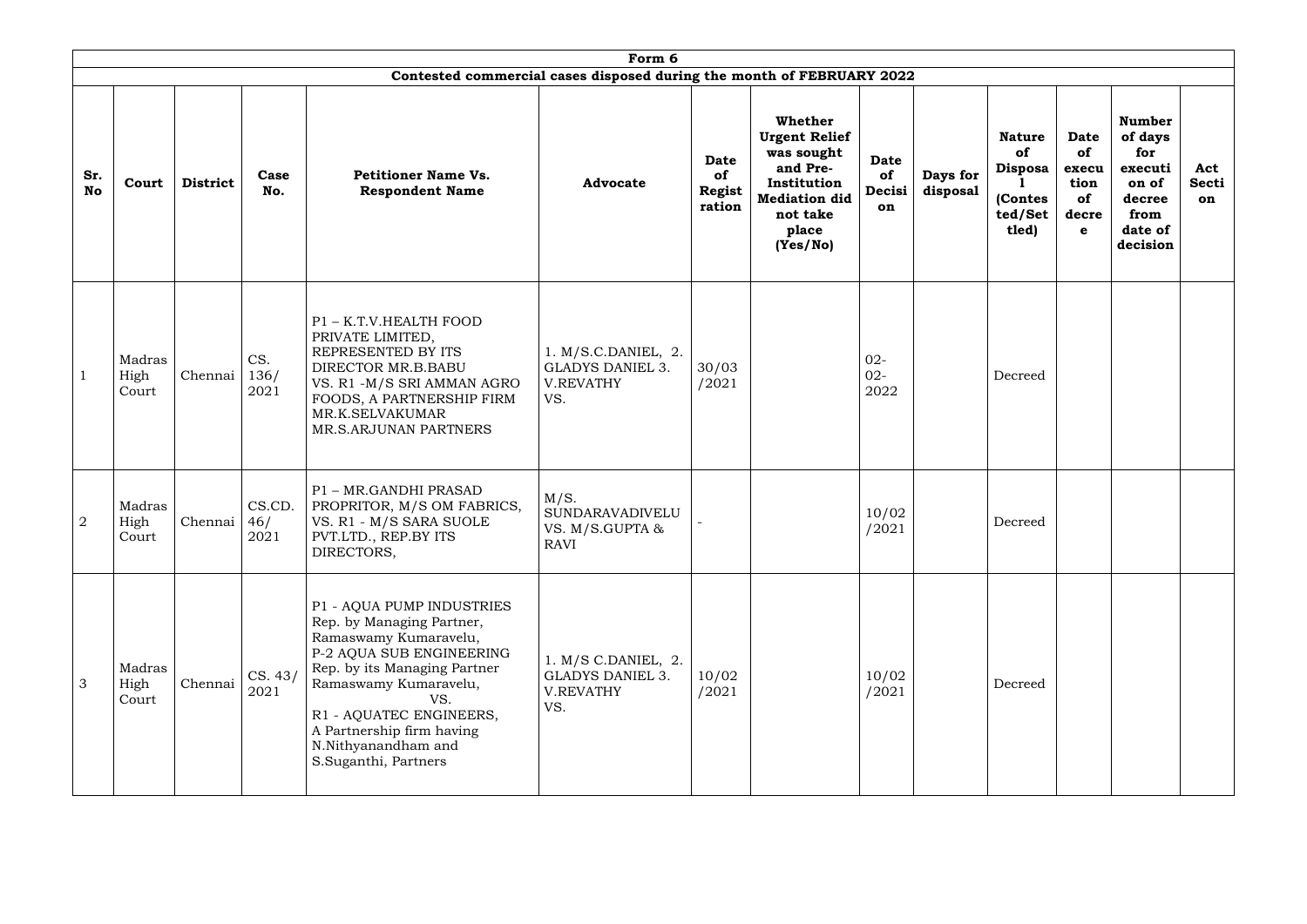**Form 6**

**Contested commercial cases disposed during the month of FEBRUARY 2022**

| Sr. No | Court | District | Case No. | Petitioner Name Vs. Respondent Name | Advocate | Date of Registration | Whether Urgent Relief was sought and Pre-Institution Mediation did not take place (Yes/No) | Date of Decision | Days for disposal | Nature of Disposal (Contested/Settled) | Date of execution of decree | Number of days for execution of decree from date of decision | Act Section |
|---|---|---|---|---|---|---|---|---|---|---|---|---|---|
| 1 | Madras High Court | Chennai | CS. 136/ 2021 | P1 – K.T.V.HEALTH FOOD PRIVATE LIMITED, REPRESENTED BY ITS DIRECTOR MR.B.BABU VS. R1 -M/S SRI AMMAN AGRO FOODS, A PARTNERSHIP FIRM MR.K.SELVAKUMAR MR.S.ARJUNAN PARTNERS | 1. M/S.C.DANIEL, 2. GLADYS DANIEL 3. V.REVATHY VS. | 30/03 /2021 | | 02-02-2022 | | Decreed | | | |
| 2 | Madras High Court | Chennai | CS.CD. 46/ 2021 | P1 – MR.GANDHI PRASAD PROPRITOR, M/S OM FABRICS, VS. R1 - M/S SARA SUOLE PVT.LTD., REP.BY ITS DIRECTORS, | M/S. SUNDARAVADIVELU VS. M/S.GUPTA & RAVI | - | | 10/02 /2021 | | Decreed | | | |
| 3 | Madras High Court | Chennai | CS. 43/ 2021 | P1 - AQUA PUMP INDUSTRIES Rep. by Managing Partner, Ramaswamy Kumaravelu, P-2 AQUA SUB ENGINEERING Rep. by its Managing Partner Ramaswamy Kumaravelu, VS. R1 - AQUATEC ENGINEERS, A Partnership firm having N.Nithyanandham and S.Suganthi, Partners | 1. M/S C.DANIEL, 2. GLADYS DANIEL 3. V.REVATHY VS. | 10/02 /2021 | | 10/02 /2021 | | Decreed | | | |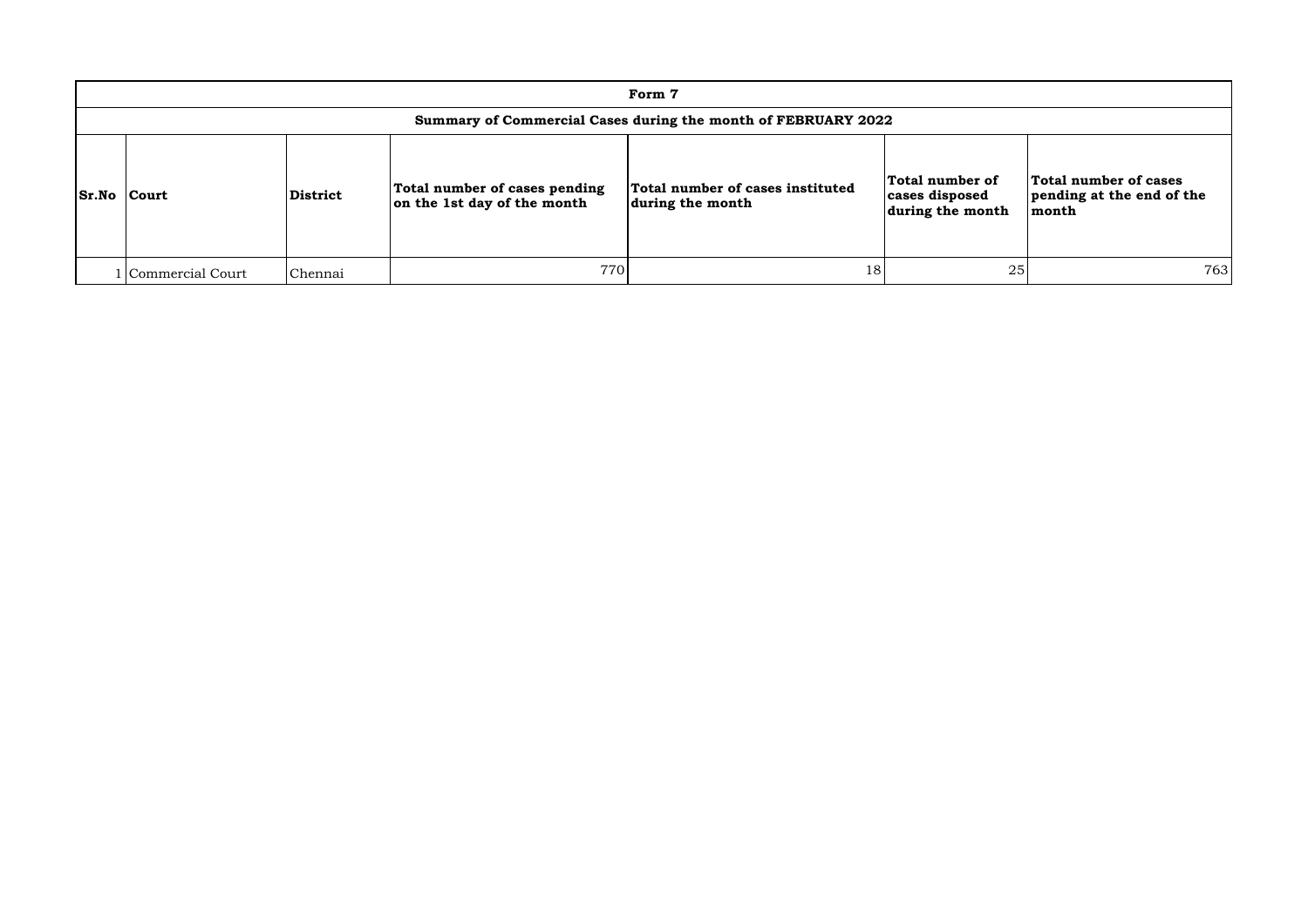# Form 7

## Summary of Commercial Cases during the month of FEBRUARY 2022

| Sr.No | Court | District | Total number of cases pending on the 1st day of the month | Total number of cases instituted during the month | Total number of cases disposed during the month | Total number of cases pending at the end of the month |
|---|---|---|---|---|---|---|
| 1 | Commercial Court | Chennai | 770 | 18 | 25 | 763 |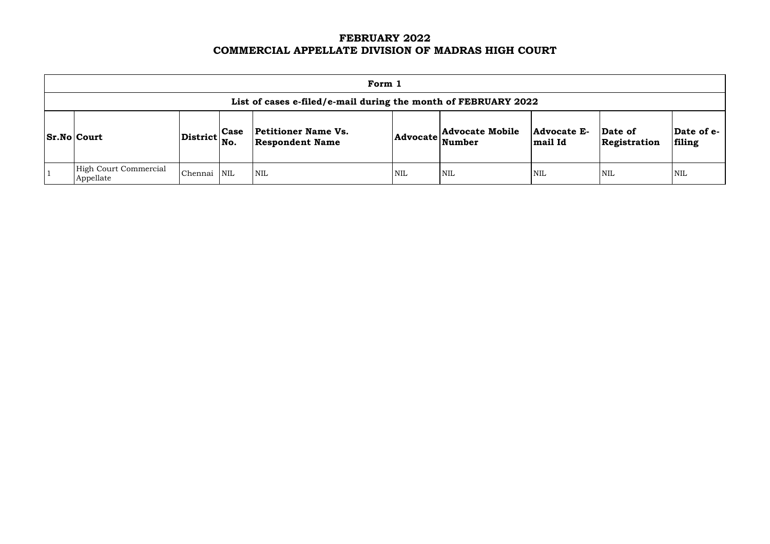# FEBRUARY 2022
# COMMERCIAL APPELLATE DIVISION OF MADRAS HIGH COURT

| Form 1 | | | | | | | | | |
|---|---|---|---|---|---|---|---|---|---|
| **List of cases e-filed/e-mail during the month of FEBRUARY 2022** | | | | | | | | | |
| **Sr.No** | **Court** | **District** | **Case No.** | **Petitioner Name Vs. Respondent Name** | **Advocate** | **Advocate Mobile Number** | **Advocate E-mail Id** | **Date of Registration** | **Date of e-filing** |
| 1 | High Court Commercial Appellate | Chennai | NIL | NIL | NIL | NIL | NIL | NIL | NIL |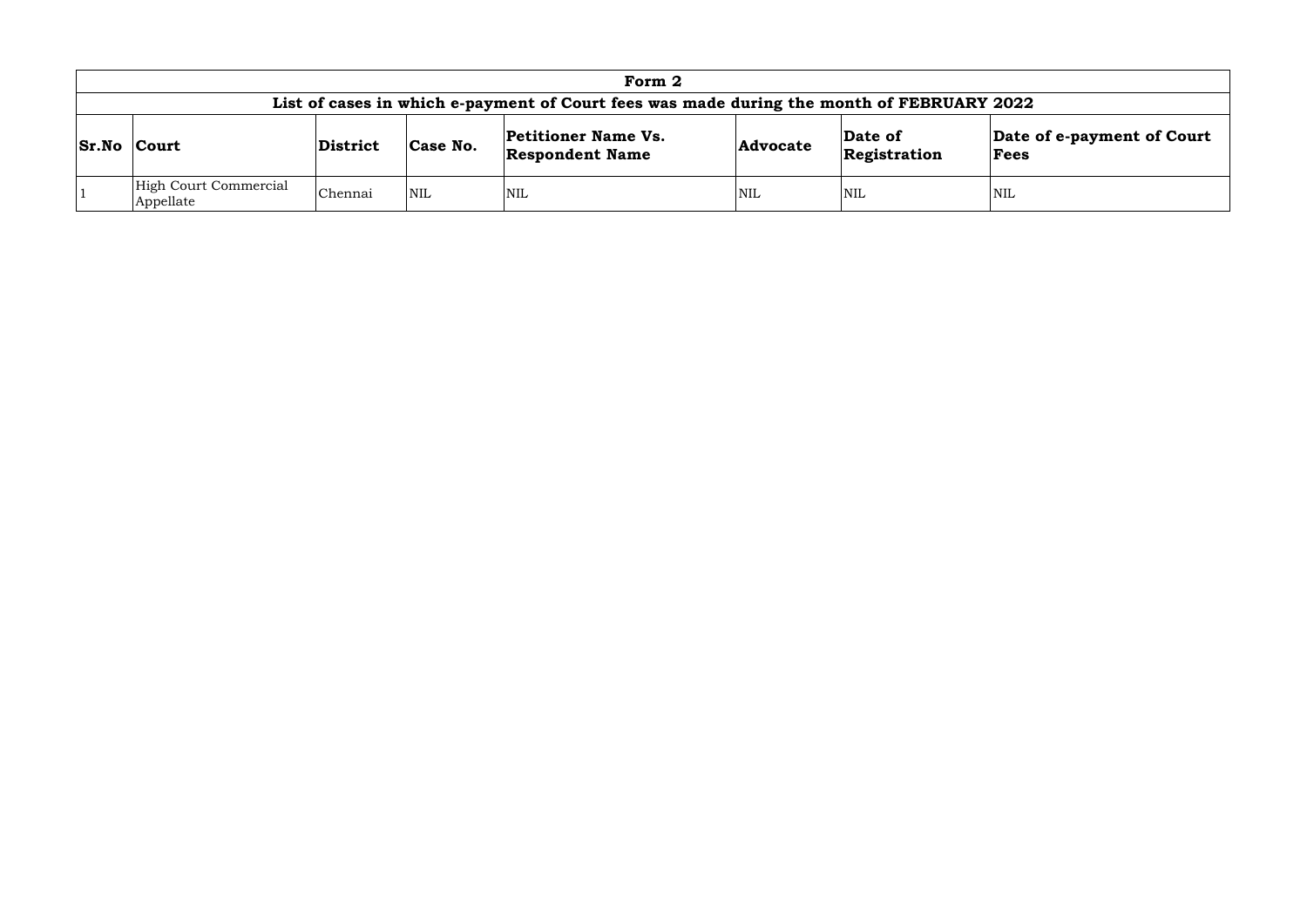| Form 2 | | | | | | | |
|---|---|---|---|---|---|---|---|
| **List of cases in which e-payment of Court fees was made during the month of FEBRUARY 2022** | | | | | | | |
| **Sr.No** | **Court** | **District** | **Case No.** | **Petitioner Name Vs. Respondent Name** | **Advocate** | **Date of Registration** | **Date of e-payment of Court Fees** |
| 1 | High Court Commercial Appellate | Chennai | NIL | NIL | NIL | NIL | NIL |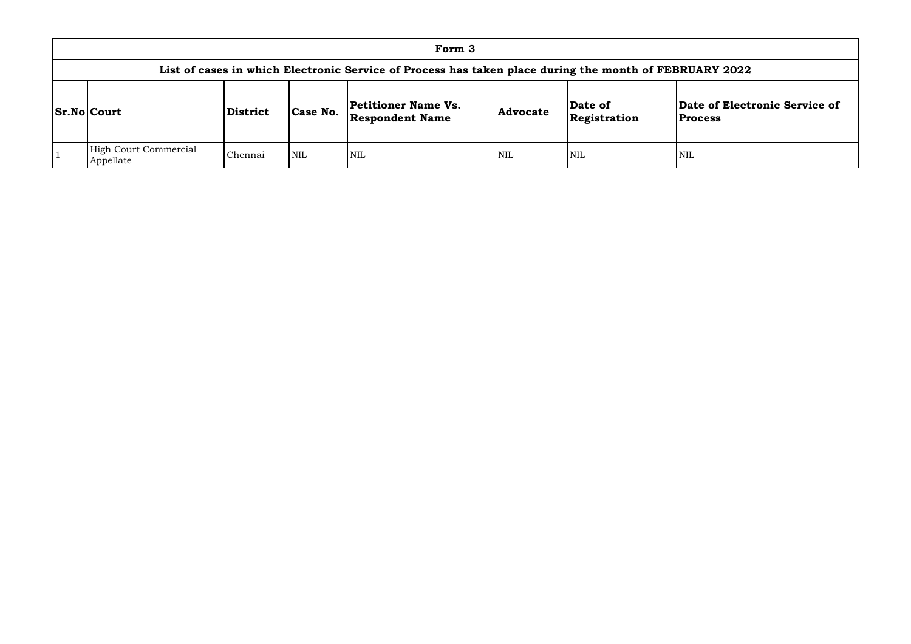# Form 3

## List of cases in which Electronic Service of Process has taken place during the month of FEBRUARY 2022

| Sr.No | Court | District | Case No. | Petitioner Name Vs. Respondent Name | Advocate | Date of Registration | Date of Electronic Service of Process |
|---|---|---|---|---|---|---|---|
| 1 | High Court Commercial Appellate | Chennai | NIL | NIL | NIL | NIL | NIL |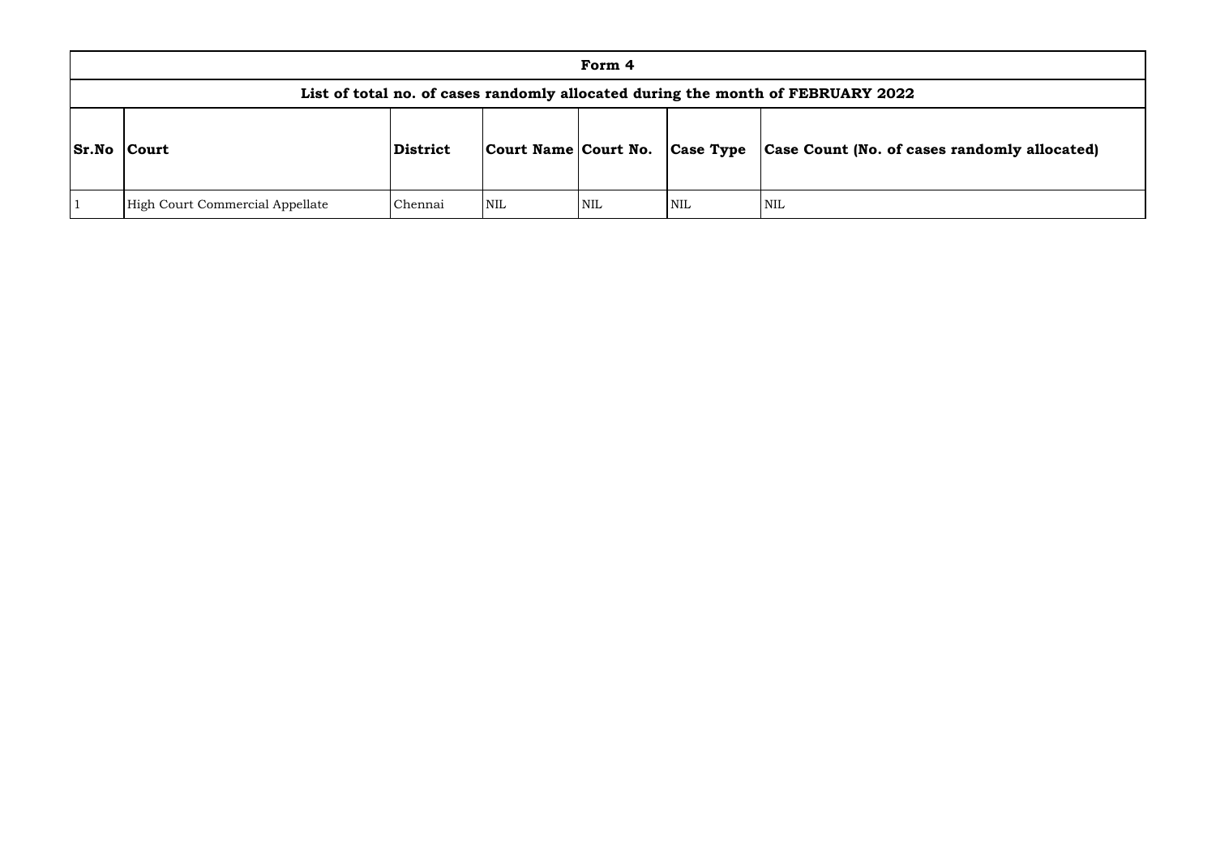| Form 4 | | | | | | |
|---|---|---|---|---|---|---|
| List of total no. of cases randomly allocated during the month of FEBRUARY 2022 | | | | | | |
| **Sr.No** | **Court** | **District** | **Court Name** | **Court No.** | **Case Type** | **Case Count (No. of cases randomly allocated)** |
| 1 | High Court Commercial Appellate | Chennai | NIL | NIL | NIL | NIL |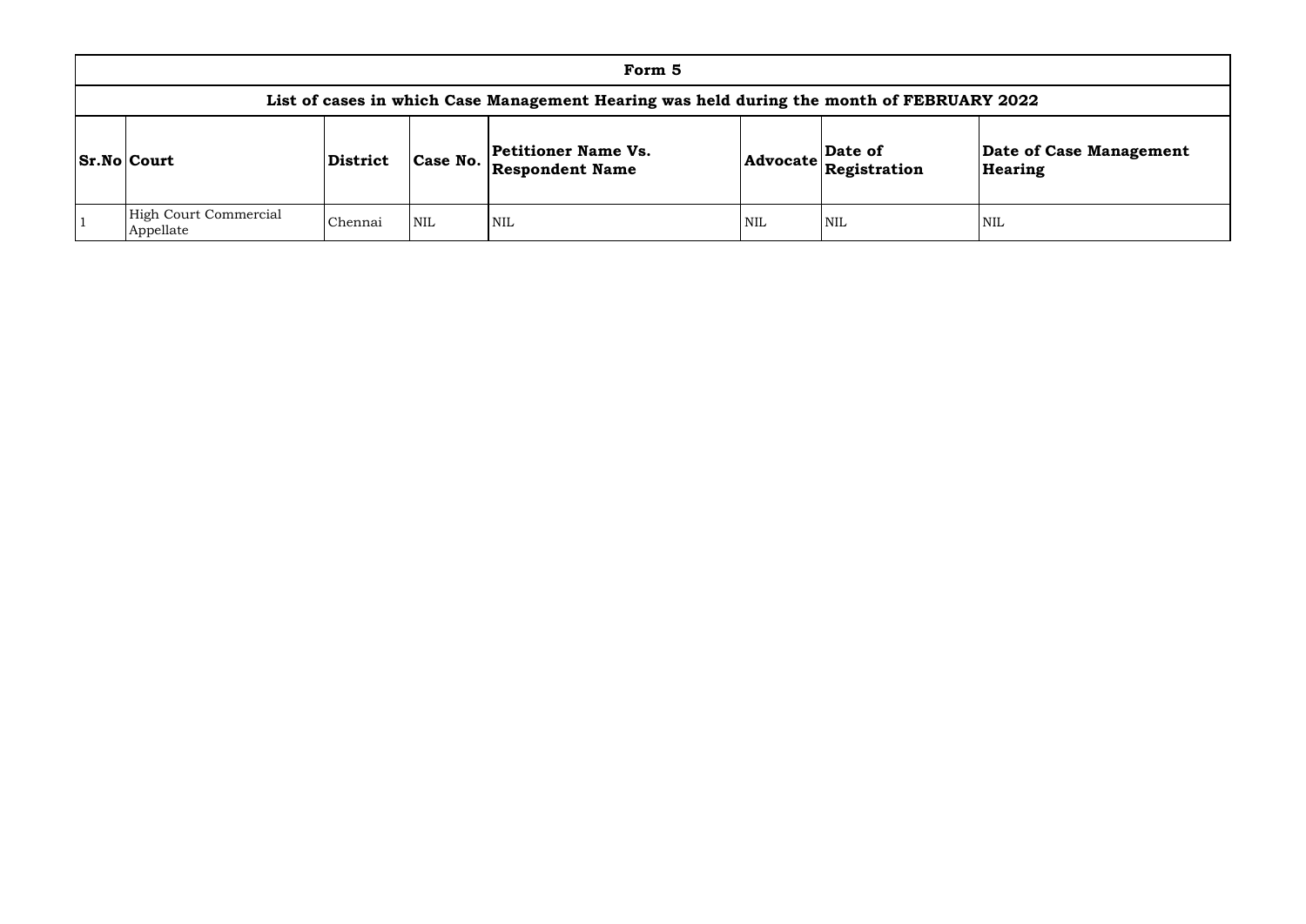# Form 5

## List of cases in which Case Management Hearing was held during the month of FEBRUARY 2022

| Sr.No | Court | District | Case No. | Petitioner Name Vs. Respondent Name | Advocate | Date of Registration | Date of Case Management Hearing |
|---|---|---|---|---|---|---|---|
| 1 | High Court Commercial Appellate | Chennai | NIL | NIL | NIL | NIL | NIL |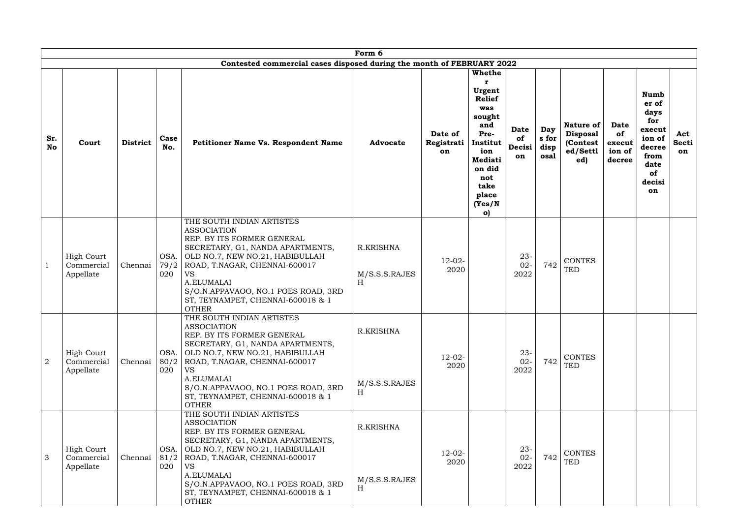| Form 6 | | | | | | | | | | | | | | |
|---|---|---|---|---|---|---|---|---|---|---|---|---|---|---|
| Contested commercial cases disposed during the month of FEBRUARY 2022 | | | | | | | | | | | | | | |
| **Sr. No** | **Court** | **District** | **Case No.** | **Petitioner Name Vs. Respondent Name** | **Advocate** | **Date of Registration** | **Whether Urgent Relief was sought and Pre-Institution Mediation did not take place (Yes/No)** | **Date of Decision** | **Days for disposal** | **Nature of Disposal (Contested/Settled)** | **Date of execution of decree** | **Number of days for execution of decree from date of decision** | **Act Section** |
| 1 | High Court Commercial Appellate | Chennai | OSA. 79/2020 | THE SOUTH INDIAN ARTISTES ASSOCIATION REP. BY ITS FORMER GENERAL SECRETARY, G1, NANDA APARTMENTS, OLD NO.7, NEW NO.21, HABIBULLAH ROAD, T.NAGAR, CHENNAI-600017 VS A.ELUMALAI S/O.N.APPAVAOO, NO.1 POES ROAD, 3RD ST, TEYNAMPET, CHENNAI-600018 & 1 OTHER | R.KRISHNA M/S.S.S.RAJESH | 12-02-2020 | | 23-02-2022 | 742 | CONTESTED | | | |
| 2 | High Court Commercial Appellate | Chennai | OSA. 80/2020 | THE SOUTH INDIAN ARTISTES ASSOCIATION REP. BY ITS FORMER GENERAL SECRETARY, G1, NANDA APARTMENTS, OLD NO.7, NEW NO.21, HABIBULLAH ROAD, T.NAGAR, CHENNAI-600017 VS A.ELUMALAI S/O.N.APPAVAOO, NO.1 POES ROAD, 3RD ST, TEYNAMPET, CHENNAI-600018 & 1 OTHER | R.KRISHNA M/S.S.S.RAJESH | 12-02-2020 | | 23-02-2022 | 742 | CONTESTED | | | |
| 3 | High Court Commercial Appellate | Chennai | OSA. 81/2020 | THE SOUTH INDIAN ARTISTES ASSOCIATION REP. BY ITS FORMER GENERAL SECRETARY, G1, NANDA APARTMENTS, OLD NO.7, NEW NO.21, HABIBULLAH ROAD, T.NAGAR, CHENNAI-600017 VS A.ELUMALAI S/O.N.APPAVAOO, NO.1 POES ROAD, 3RD ST, TEYNAMPET, CHENNAI-600018 & 1 OTHER | R.KRISHNA M/S.S.S.RAJESH | 12-02-2020 | | 23-02-2022 | 742 | CONTESTED | | | |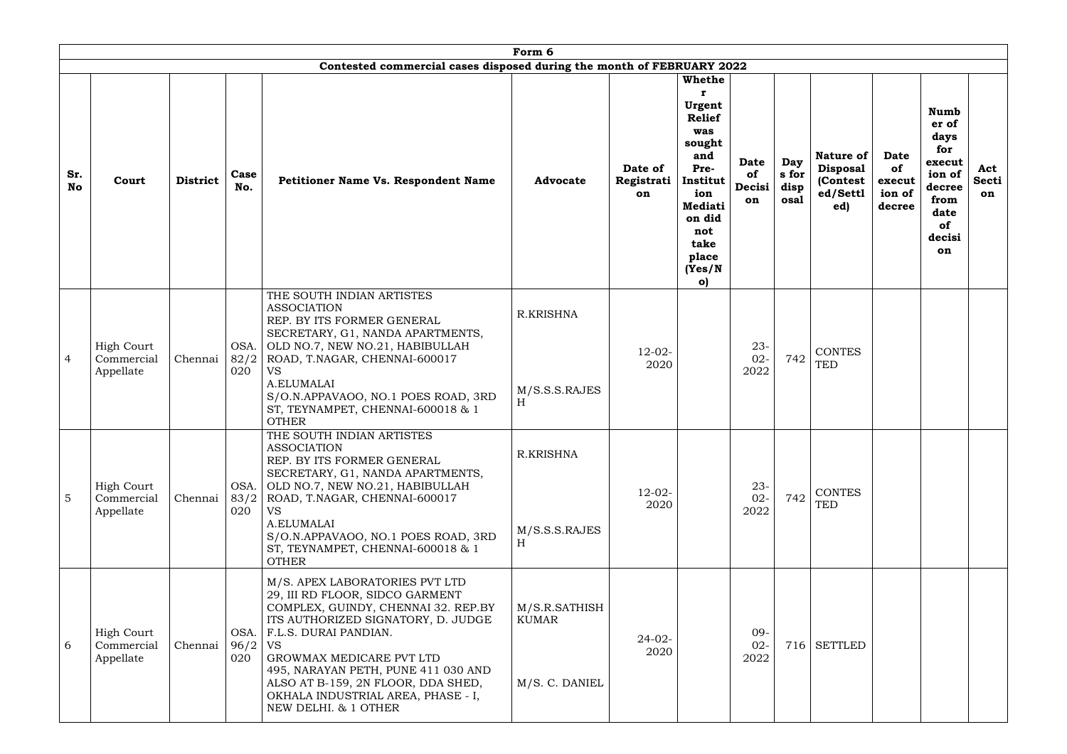| Form 6 | | | | | | | | | | | | | | |
|---|---|---|---|---|---|---|---|---|---|---|---|---|---|---|
| Contested commercial cases disposed during the month of FEBRUARY 2022 | | | | | | | | | | | | | | |
| **Sr. No** | **Court** | **District** | **Case No.** | **Petitioner Name Vs. Respondent Name** | **Advocate** | **Date of Registration** | **Whether Urgent Relief was sought and Pre-Institution Mediation did not take place (Yes/No)** | **Date of Decision** | **Days for disposal** | **Nature of Disposal (Contested/Settled)** | **Date of execution of decree** | **Number of days for execution of decree from date of decision** | **Act Section** |
| 4 | High Court Commercial Appellate | Chennai | OSA. 82/2020 | THE SOUTH INDIAN ARTISTES ASSOCIATION REP. BY ITS FORMER GENERAL SECRETARY, G1, NANDA APARTMENTS, OLD NO.7, NEW NO.21, HABIBULLAH ROAD, T.NAGAR, CHENNAI-600017 VS A.ELUMALAI S/O.N.APPAVAOO, NO.1 POES ROAD, 3RD ST, TEYNAMPET, CHENNAI-600018 & 1 OTHER | R.KRISHNA M/S.S.S.RAJESH | 12-02-2020 | | 23-02-2022 | 742 | CONTESTED | | | |
| 5 | High Court Commercial Appellate | Chennai | OSA. 83/2020 | THE SOUTH INDIAN ARTISTES ASSOCIATION REP. BY ITS FORMER GENERAL SECRETARY, G1, NANDA APARTMENTS, OLD NO.7, NEW NO.21, HABIBULLAH ROAD, T.NAGAR, CHENNAI-600017 VS A.ELUMALAI S/O.N.APPAVAOO, NO.1 POES ROAD, 3RD ST, TEYNAMPET, CHENNAI-600018 & 1 OTHER | R.KRISHNA M/S.S.S.RAJESH | 12-02-2020 | | 23-02-2022 | 742 | CONTESTED | | | |
| 6 | High Court Commercial Appellate | Chennai | OSA. 96/2020 | M/S. APEX LABORATORIES PVT LTD 29, III RD FLOOR, SIDCO GARMENT COMPLEX, GUINDY, CHENNAI 32. REP.BY ITS AUTHORIZED SIGNATORY, D. JUDGE F.L.S. DURAI PANDIAN. VS GROWMAX MEDICARE PVT LTD 495, NARAYAN PETH, PUNE 411 030 AND ALSO AT B-159, 2N FLOOR, DDA SHED, OKHALA INDUSTRIAL AREA, PHASE - I, NEW DELHI. & 1 OTHER | M/S.R.SATHISH KUMAR M/S. C. DANIEL | 24-02-2020 | | 09-02-2022 | 716 | SETTLED | | | |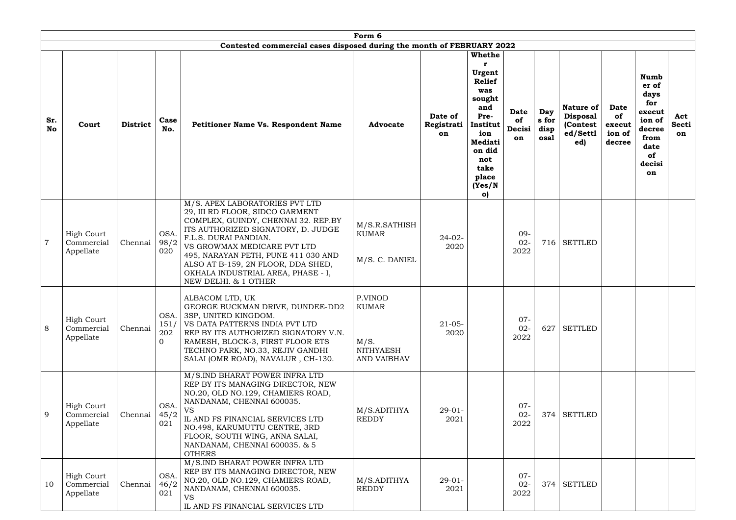| Form 6 | | | | | | | | | | | | | |
|---|---|---|---|---|---|---|---|---|---|---|---|---|---|
| Contested commercial cases disposed during the month of FEBRUARY 2022 | | | | | | | | | | | | | |
| **Sr. No** | **Court** | **District** | **Case No.** | **Petitioner Name Vs. Respondent Name** | **Advocate** | **Date of Registration** | **Whether Urgent Relief was sought and Pre-Institution Mediation did not take place (Yes/No)** | **Date of Decision** | **Days for disposal** | **Nature of Disposal (Contested/Settled)** | **Date of execution of decree** | **Number of days for execution of decree from date of decision** | **Act Section** |
| 7 | High Court Commercial Appellate | Chennai | OSA. 98/2020 | M/S. APEX LABORATORIES PVT LTD 29, III RD FLOOR, SIDCO GARMENT COMPLEX, GUINDY, CHENNAI 32. REP.BY ITS AUTHORIZED SIGNATORY, D. JUDGE F.L.S. DURAI PANDIAN. VS GROWMAX MEDICARE PVT LTD 495, NARAYAN PETH, PUNE 411 030 AND ALSO AT B-159, 2N FLOOR, DDA SHED, OKHALA INDUSTRIAL AREA, PHASE - I, NEW DELHI. & 1 OTHER | M/S.R.SATHISH KUMAR M/S. C. DANIEL | 24-02-2020 | | 09-02-2022 | 716 | SETTLED | | | |
| 8 | High Court Commercial Appellate | Chennai | OSA. 151/2020 | ALBACOM LTD, UK GEORGE BUCKMAN DRIVE, DUNDEE-DD2 3SP, UNITED KINGDOM. VS DATA PATTERNS INDIA PVT LTD REP BY ITS AUTHORIZED SIGNATORY V.N. RAMESH, BLOCK-3, FIRST FLOOR ETS TECHNO PARK, NO.33, REJIV GANDHI SALAI (OMR ROAD), NAVALUR , CH-130. | P.VINOD KUMAR M/S. NITHYAESH AND VAIBHAV | 21-05-2020 | | 07-02-2022 | 627 | SETTLED | | | |
| 9 | High Court Commercial Appellate | Chennai | OSA. 45/2021 | M/S.IND BHARAT POWER INFRA LTD REP BY ITS MANAGING DIRECTOR, NEW NO.20, OLD NO.129, CHAMIERS ROAD, NANDANAM, CHENNAI 600035. VS IL AND FS FINANCIAL SERVICES LTD NO.498, KARUMUTTU CENTRE, 3RD FLOOR, SOUTH WING, ANNA SALAI, NANDANAM, CHENNAI 600035. & 5 OTHERS | M/S.ADITHYA REDDY | 29-01-2021 | | 07-02-2022 | 374 | SETTLED | | | |
| 10 | High Court Commercial Appellate | Chennai | OSA. 46/2021 | M/S.IND BHARAT POWER INFRA LTD REP BY ITS MANAGING DIRECTOR, NEW NO.20, OLD NO.129, CHAMIERS ROAD, NANDANAM, CHENNAI 600035. VS IL AND FS FINANCIAL SERVICES LTD | M/S.ADITHYA REDDY | 29-01-2021 | | 07-02-2022 | 374 | SETTLED | | | |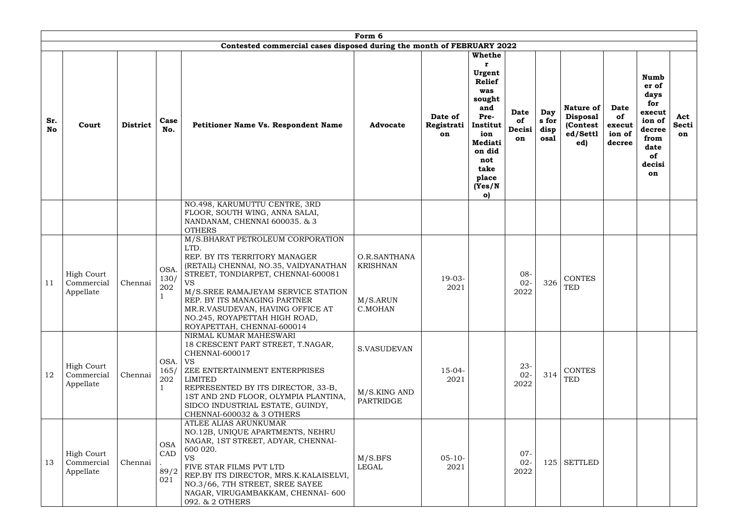| Form 6 | | | | | | | | | | | | | | |
|---|---|---|---|---|---|---|---|---|---|---|---|---|---|---|
| **Contested commercial cases disposed during the month of FEBRUARY 2022** | | | | | | | | | | | | | | |
| **Sr. No** | **Court** | **District** | **Case No.** | **Petitioner Name Vs. Respondent Name** | **Advocate** | **Date of Registration** | **Whether Urgent Relief was sought and Pre-Institution Mediation did not take place (Yes/No)** | **Date of Decision** | **Days for disposal** | **Nature of Disposal (Contested/Settled)** | **Date of execution of decree** | **Number of days for execution of decree from date of decision** | **Act Section** |
| | | | | NO.498, KARUMUTTU CENTRE, 3RD FLOOR, SOUTH WING, ANNA SALAI, NANDANAM, CHENNAI 600035. & 3 OTHERS | | | | | | | | | |
| 11 | High Court Commercial Appellate | Chennai | OSA.130/2021 | M/S.BHARAT PETROLEUM CORPORATION LTD. REP. BY ITS TERRITORY MANAGER (RETAIL) CHENNAI, NO.35, VAIDYANATHAN STREET, TONDIARPET, CHENNAI-600081 VS M/S.SREE RAMAJEYAM SERVICE STATION REP. BY ITS MANAGING PARTNER MR.R.VASUDEVAN, HAVING OFFICE AT NO.245, ROYAPETTAH HIGH ROAD, ROYAPETTAH, CHENNAI-600014 | O.R.SANTHANA KRISHNAN M/S.ARUN C.MOHAN | 19-03-2021 | | 08-02-2022 | 326 | CONTESTED | | | |
| 12 | High Court Commercial Appellate | Chennai | OSA.165/2021 | NIRMAL KUMAR MAHESWARI 18 CRESCENT PART STREET, T.NAGAR, CHENNAI-600017 VS ZEE ENTERTAINMENT ENTERPRISES LIMITED REPRESENTED BY ITS DIRECTOR, 33-B, 1ST AND 2ND FLOOR, OLYMPIA PLANTINA, SIDCO INDUSTRIAL ESTATE, GUINDY, CHENNAI-600032 & 3 OTHERS | S.VASUDEVAN M/S.KING AND PARTRIDGE | 15-04-2021 | | 23-02-2022 | 314 | CONTESTED | | | |
| 13 | High Court Commercial Appellate | Chennai | OSA CAD. 89/2021 | ATLEE ALIAS ARUNKUMAR NO.12B, UNIQUE APARTMENTS, NEHRU NAGAR, 1ST STREET, ADYAR, CHENNAI-600 020. VS FIVE STAR FILMS PVT LTD REP.BY ITS DIRECTOR, MRS.K.KALAISELVI, NO.3/66, 7TH STREET, SREE SAYEE NAGAR, VIRUGAMBAKKAM, CHENNAI- 600 092. & 2 OTHERS | M/S.BFS LEGAL | 05-10-2021 | | 07-02-2022 | 125 | SETTLED | | | |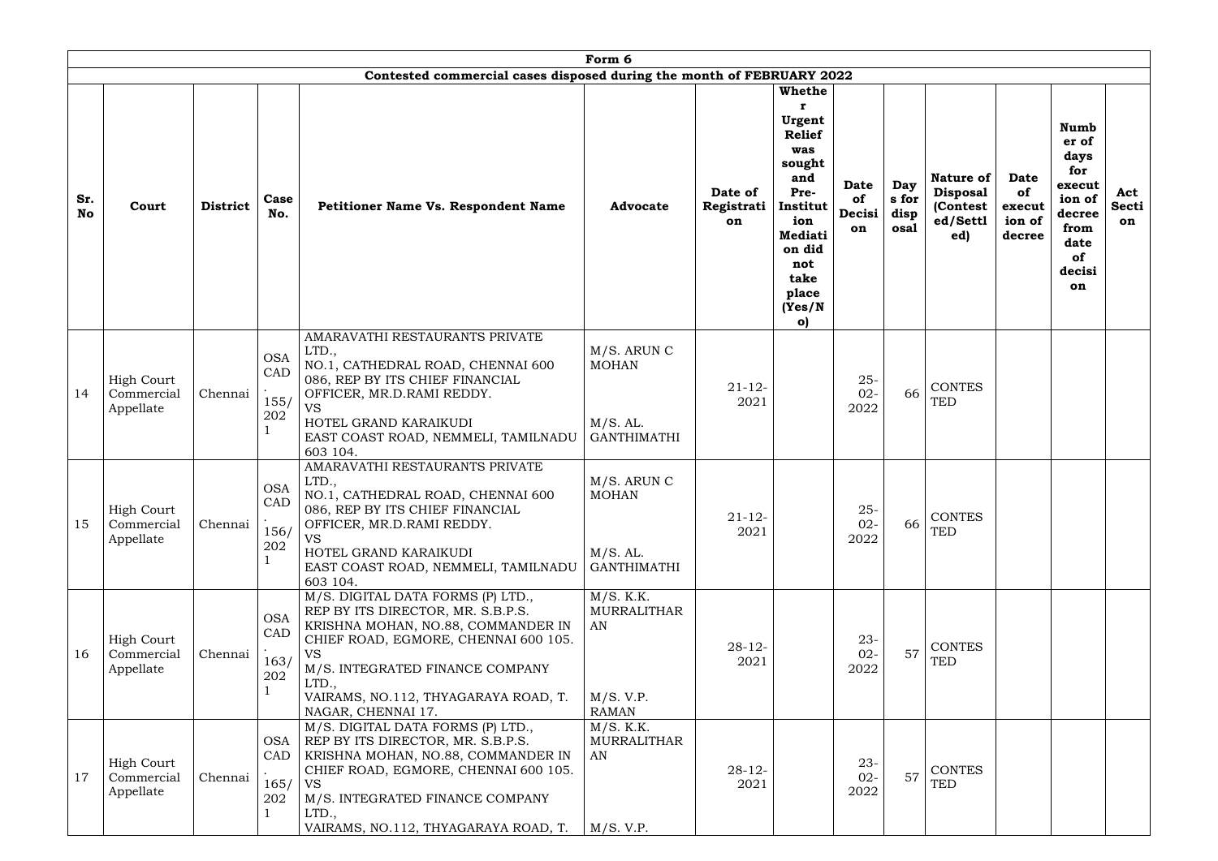| Form 6 | | | | | | | | | | | | | |
|---|---|---|---|---|---|---|---|---|---|---|---|---|---|
| **Contested commercial cases disposed during the month of FEBRUARY 2022** | | | | | | | | | | | | | |
| **Sr. No** | **Court** | **District** | **Case No.** | **Petitioner Name Vs. Respondent Name** | **Advocate** | **Date of Registration** | **Whether Urgent Relief was sought and Pre-Institution Mediation did not take place (Yes/No)** | **Date of Decision** | **Days for disposal** | **Nature of Disposal (Contested/Settled)** | **Date of execution of decree** | **Number of days for execution of decree from date of decision** | **Act Section** |
| 14 | High Court Commercial Appellate | Chennai | OSA CAD. 155/2021 | AMARAVATHI RESTAURANTS PRIVATE LTD., NO.1, CATHEDRAL ROAD, CHENNAI 600 086, REP BY ITS CHIEF FINANCIAL OFFICER, MR.D.RAMI REDDY. VS HOTEL GRAND KARAIKUDI EAST COAST ROAD, NEMMELI, TAMILNADU 603 104. | M/S. ARUN C MOHAN M/S. AL. GANTHIMATHI | 21-12-2021 | | 25-02-2022 | 66 | CONTESTED | | | |
| 15 | High Court Commercial Appellate | Chennai | OSA CAD. 156/2021 | AMARAVATHI RESTAURANTS PRIVATE LTD., NO.1, CATHEDRAL ROAD, CHENNAI 600 086, REP BY ITS CHIEF FINANCIAL OFFICER, MR.D.RAMI REDDY. VS HOTEL GRAND KARAIKUDI EAST COAST ROAD, NEMMELI, TAMILNADU 603 104. | M/S. ARUN C MOHAN M/S. AL. GANTHIMATHI | 21-12-2021 | | 25-02-2022 | 66 | CONTESTED | | | |
| 16 | High Court Commercial Appellate | Chennai | OSA CAD. 163/2021 | M/S. DIGITAL DATA FORMS (P) LTD., REP BY ITS DIRECTOR, MR. S.B.P.S. KRISHNA MOHAN, NO.88, COMMANDER IN CHIEF ROAD, EGMORE, CHENNAI 600 105. VS M/S. INTEGRATED FINANCE COMPANY LTD., VAIRAMS, NO.112, THYAGARAYA ROAD, T. NAGAR, CHENNAI 17. | M/S. K.K. MURRALITHARAN M/S. V.P. RAMAN | 28-12-2021 | | 23-02-2022 | 57 | CONTESTED | | | |
| 17 | High Court Commercial Appellate | Chennai | OSA CAD. 165/2021 | M/S. DIGITAL DATA FORMS (P) LTD., REP BY ITS DIRECTOR, MR. S.B.P.S. KRISHNA MOHAN, NO.88, COMMANDER IN CHIEF ROAD, EGMORE, CHENNAI 600 105. VS M/S. INTEGRATED FINANCE COMPANY LTD., VAIRAMS, NO.112, THYAGARAYA ROAD, T. | M/S. K.K. MURRALITHARAN M/S. V.P. | 28-12-2021 | | 23-02-2022 | 57 | CONTESTED | | | |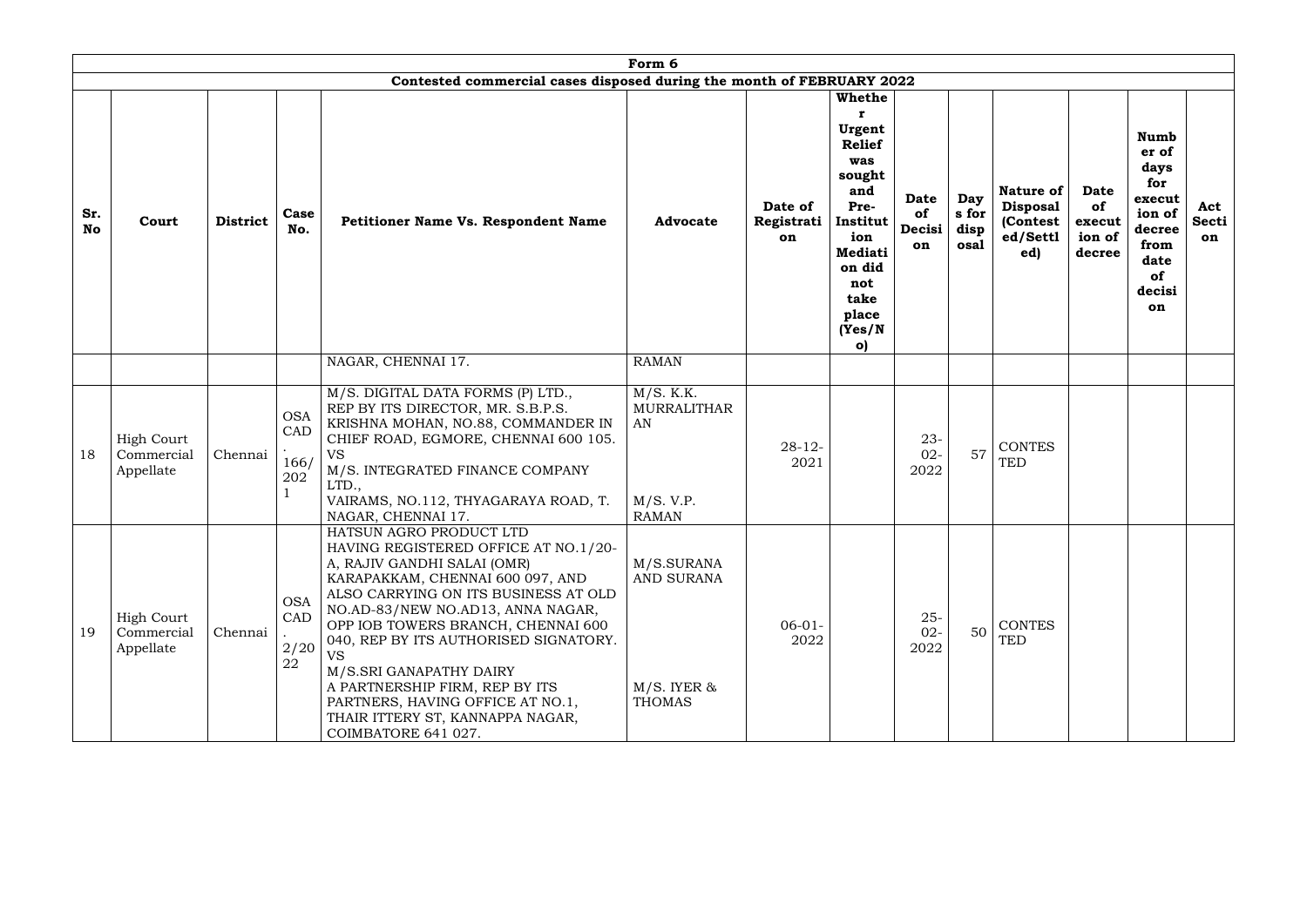Form 6

Contested commercial cases disposed during the month of FEBRUARY 2022

| Sr. No | Court | District | Case No. | Petitioner Name Vs. Respondent Name | Advocate | Date of Registration | Whether Urgent Relief was sought and Pre-Institution Mediation did not take place (Yes/No) | Date of Decision | Days for disposal | Nature of Disposal (Contested/Settled) | Date of execution of decree | Number of days for execution of decree from date of decision | Act Section |
|---|---|---|---|---|---|---|---|---|---|---|---|---|---|
| | | | | NAGAR, CHENNAI 17. | RAMAN | | | | | | | | |
| 18 | High Court Commercial Appellate | Chennai | OSA CAD. 166/2021 | M/S. DIGITAL DATA FORMS (P) LTD., REP BY ITS DIRECTOR, MR. S.B.P.S. KRISHNA MOHAN, NO.88, COMMANDER IN CHIEF ROAD, EGMORE, CHENNAI 600 105. VS M/S. INTEGRATED FINANCE COMPANY LTD., VAIRAMS, NO.112, THYAGARAYA ROAD, T. NAGAR, CHENNAI 17. | M/S. K.K. MURRALITHARAN<br><br>M/S. V.P. RAMAN | 28-12-2021 | | 23-02-2022 | 57 | CONTESTED | | | |
| 19 | High Court Commercial Appellate | Chennai | OSA CAD. 2/2022 | HATSUN AGRO PRODUCT LTD HAVING REGISTERED OFFICE AT NO.1/20-A, RAJIV GANDHI SALAI (OMR) KARAPAKKAM, CHENNAI 600 097, AND ALSO CARRYING ON ITS BUSINESS AT OLD NO.AD-83/NEW NO.AD13, ANNA NAGAR, OPP IOB TOWERS BRANCH, CHENNAI 600 040, REP BY ITS AUTHORISED SIGNATORY. VS M/S.SRI GANAPATHY DAIRY A PARTNERSHIP FIRM, REP BY ITS PARTNERS, HAVING OFFICE AT NO.1, THAIR ITTERY ST, KANNAPPA NAGAR, COIMBATORE 641 027. | M/S.SURANA AND SURANA<br><br>M/S. IYER & THOMAS | 06-01-2022 | | 25-02-2022 | 50 | CONTESTED | | | |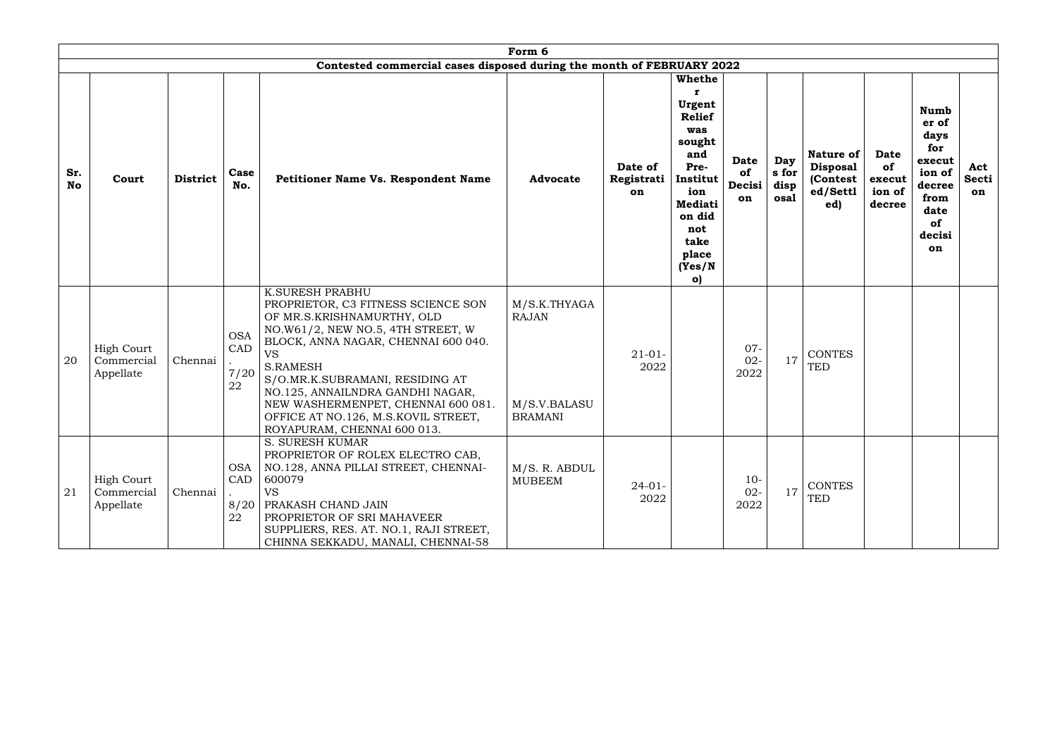| Form 6 | | | | | | | | | | | | | | |
|---|---|---|---|---|---|---|---|---|---|---|---|---|---|---|
| Contested commercial cases disposed during the month of FEBRUARY 2022 | | | | | | | | | | | | | | |
| **Sr. No** | **Court** | **District** | **Case No.** | **Petitioner Name Vs. Respondent Name** | **Advocate** | **Date of Registration** | **Whether Urgent Relief was sought and Pre-Institution Mediation did not take place (Yes/No)** | **Date of Decision** | **Days for disposal** | **Nature of Disposal (Contested/Settled)** | **Date of execution of decree** | **Number of days for execution of decree from date of decision** | **Act Section** |
| 20 | High Court Commercial Appellate | Chennai | OSA CAD. 7/2022 | K.SURESH PRABHU PROPRIETOR, C3 FITNESS SCIENCE SON OF MR.S.KRISHNAMURTHY, OLD NO.W61/2, NEW NO.5, 4TH STREET, W BLOCK, ANNA NAGAR, CHENNAI 600 040. VS S.RAMESH S/O.MR.K.SUBRAMANI, RESIDING AT NO.125, ANNAILNDRA GANDHI NAGAR, NEW WASHERMENPET, CHENNAI 600 081. OFFICE AT NO.126, M.S.KOVIL STREET, ROYAPURAM, CHENNAI 600 013. | M/S.K.THYAGARAJAN M/S.V.BALASUBRAMANI | 21-01-2022 | | 07-02-2022 | 17 | CONTESTED | | | |
| 21 | High Court Commercial Appellate | Chennai | OSA CAD. 8/2022 | S. SURESH KUMAR PROPRIETOR OF ROLEX ELECTRO CAB, NO.128, ANNA PILLAI STREET, CHENNAI-600079 VS PRAKASH CHAND JAIN PROPRIETOR OF SRI MAHAVEER SUPPLIERS, RES. AT. NO.1, RAJI STREET, CHINNA SEKKADU, MANALI, CHENNAI-58 | M/S. R. ABDUL MUBEEM | 24-01-2022 | | 10-02-2022 | 17 | CONTESTED | | | |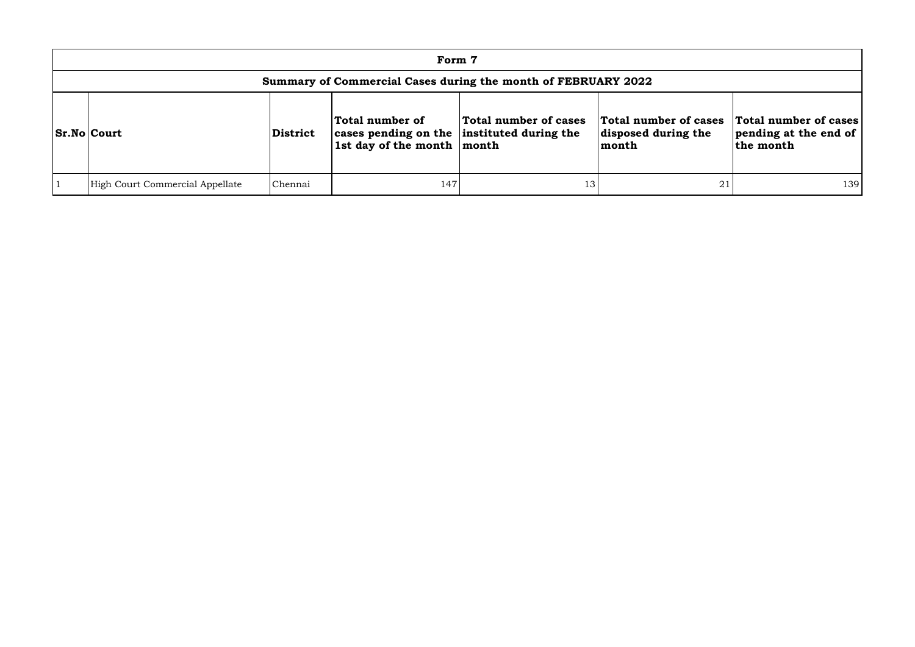# Form 7

## Summary of Commercial Cases during the month of FEBRUARY 2022

| Sr.No | Court | District | Total number of cases pending on the 1st day of the month | Total number of cases instituted during the month | Total number of cases disposed during the month | Total number of cases pending at the end of the month |
|---|---|---|---|---|---|---|
| 1 | High Court Commercial Appellate | Chennai | 147 | 13 | 21 | 139 |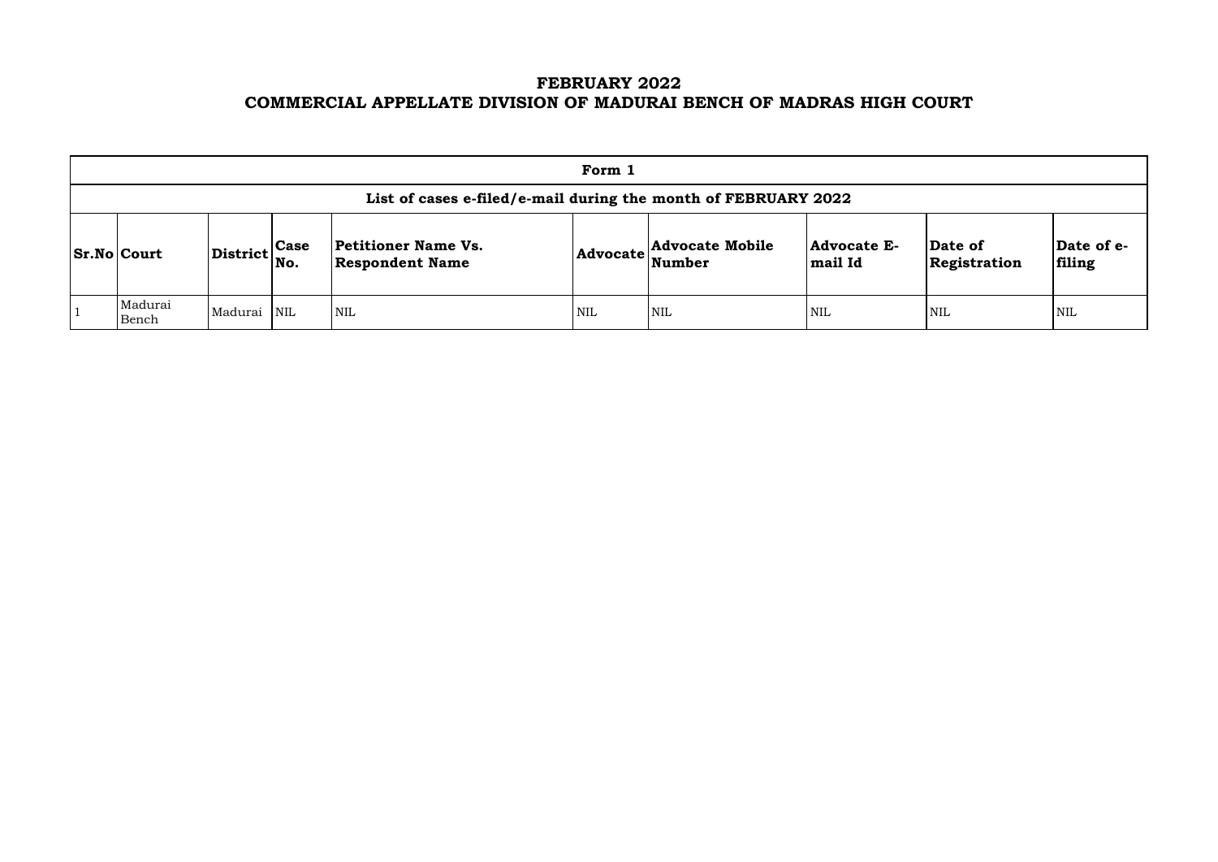# FEBRUARY 2022
# COMMERCIAL APPELLATE DIVISION OF MADURAI BENCH OF MADRAS HIGH COURT

| Form 1 | | | | | | | | | |
|---|---|---|---|---|---|---|---|---|---|
| **List of cases e-filed/e-mail during the month of FEBRUARY 2022** | | | | | | | | | |
| **Sr.No** | **Court** | **District** | **Case No.** | **Petitioner Name Vs. Respondent Name** | **Advocate** | **Advocate Mobile Number** | **Advocate E-mail Id** | **Date of Registration** | **Date of e-filing** |
| 1 | Madurai Bench | Madurai | NIL | NIL | NIL | NIL | NIL | NIL | NIL |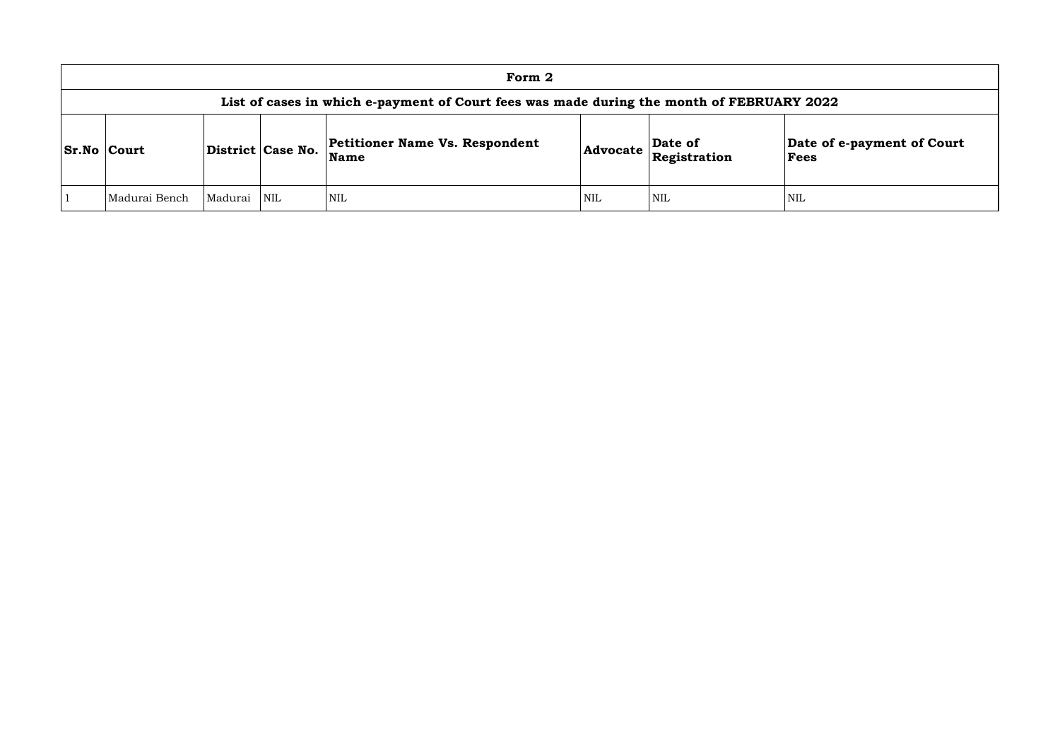## Form 2

### List of cases in which e-payment of Court fees was made during the month of FEBRUARY 2022

| Sr.No | Court | District | Case No. | Petitioner Name Vs. Respondent Name | Advocate | Date of Registration | Date of e-payment of Court Fees |
|---|---|---|---|---|---|---|---|
| 1 | Madurai Bench | Madurai | NIL | NIL | NIL | NIL | NIL |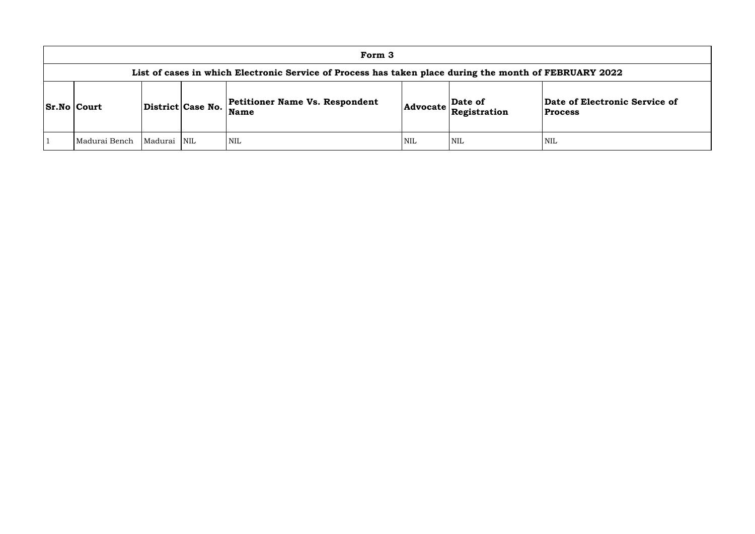| Form 3 | | | | | | | |
|---|---|---|---|---|---|---|---|
| List of cases in which Electronic Service of Process has taken place during the month of FEBRUARY 2022 | | | | | | | |
| **Sr.No** | **Court** | **District** | **Case No.** | **Petitioner Name Vs. Respondent Name** | **Advocate** | **Date of Registration** | **Date of Electronic Service of Process** |
| 1 | Madurai Bench | Madurai | NIL | NIL | NIL | NIL | NIL |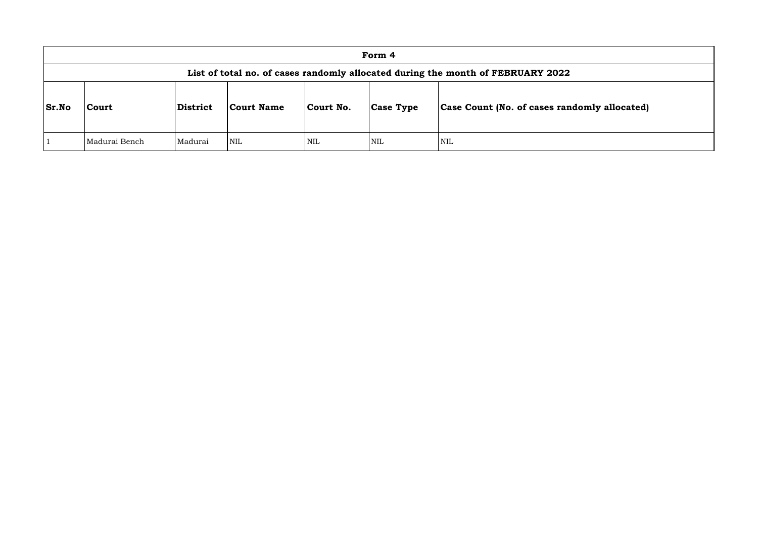| Form 4 | | | | | | |
|---|---|---|---|---|---|---|
| **List of total no. of cases randomly allocated during the month of FEBRUARY 2022** | | | | | | |
| **Sr.No** | **Court** | **District** | **Court Name** | **Court No.** | **Case Type** | **Case Count (No. of cases randomly allocated)** |
| 1 | Madurai Bench | Madurai | NIL | NIL | NIL | NIL |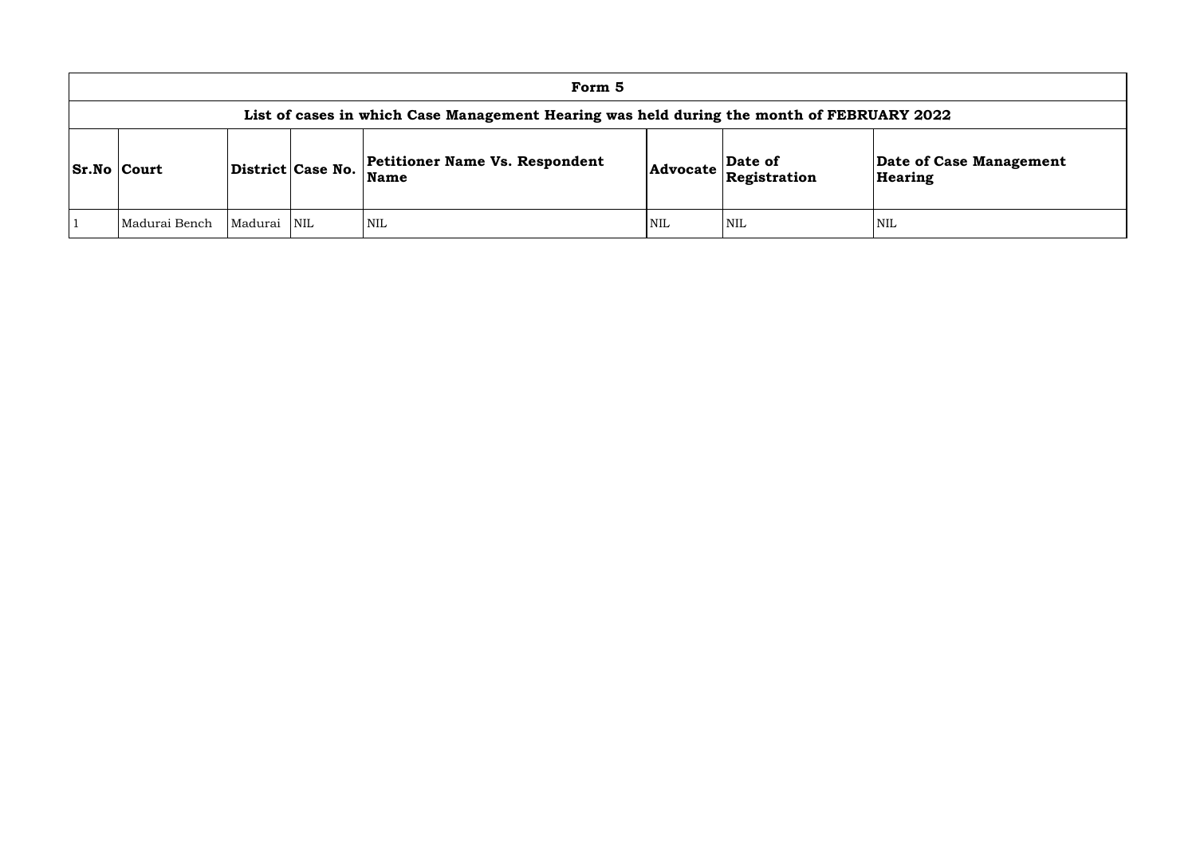| Form 5 | | | | | | | |
|---|---|---|---|---|---|---|---|
| **List of cases in which Case Management Hearing was held during the month of FEBRUARY 2022** | | | | | | | |
| **Sr.No** | **Court** | **District** | **Case No.** | **Petitioner Name Vs. Respondent Name** | **Advocate** | **Date of Registration** | **Date of Case Management Hearing** |
| 1 | Madurai Bench | Madurai | NIL | NIL | NIL | NIL | NIL |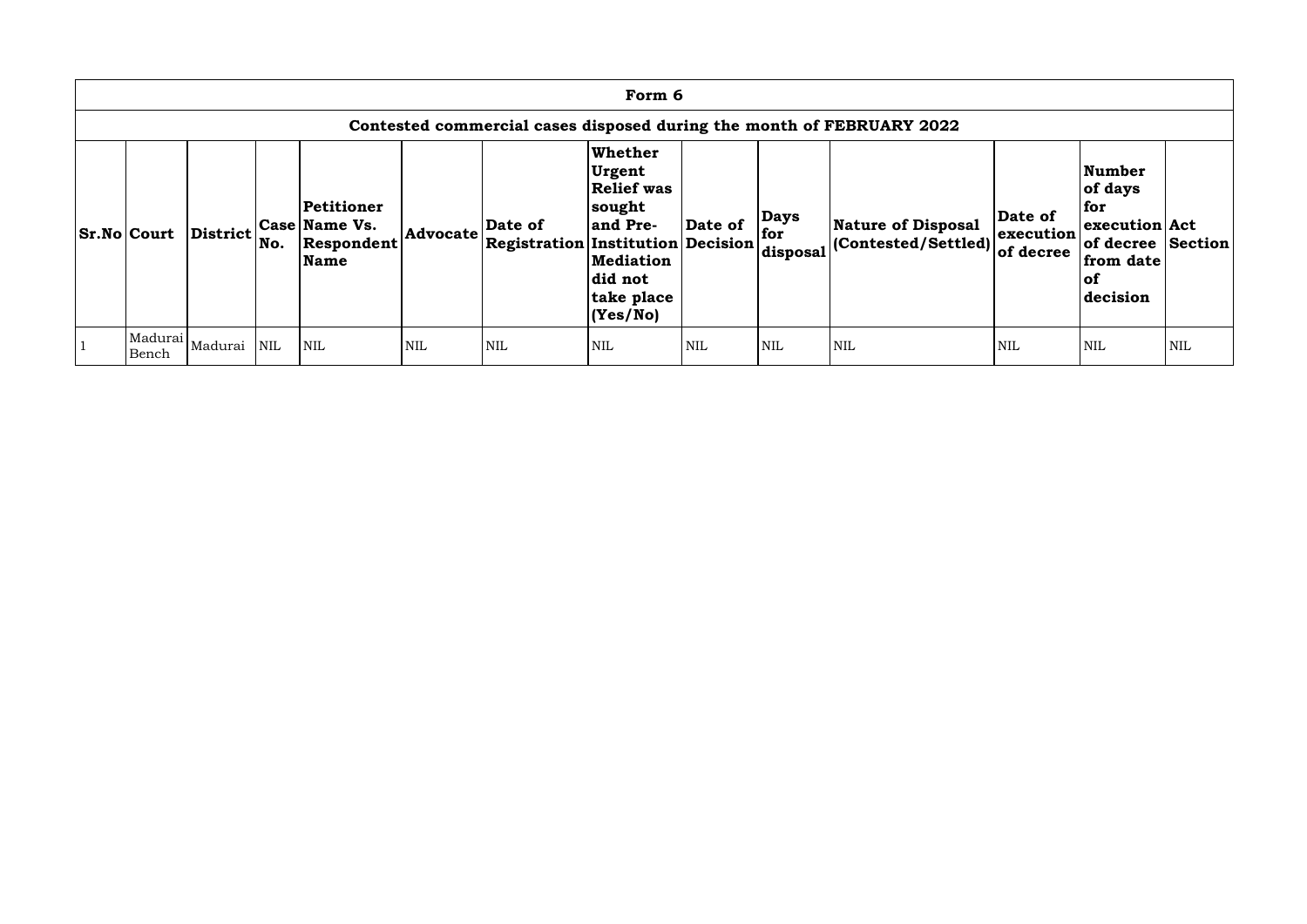## Form 6

### Contested commercial cases disposed during the month of FEBRUARY 2022

| Sr.No | Court | District | Case No. | Petitioner Name Vs. Respondent Name | Advocate | Date of Registration | Whether Urgent Relief was sought and Pre-Institution Mediation did not take place (Yes/No) | Date of Decision | Days for disposal | Nature of Disposal (Contested/Settled) | Date of execution of decree | Number of days for execution of decree from date of decision | Act Section |
|---|---|---|---|---|---|---|---|---|---|---|---|---|---|
| 1 | Madurai Bench | Madurai | NIL | NIL | NIL | NIL | NIL | NIL | NIL | NIL | NIL | NIL | NIL |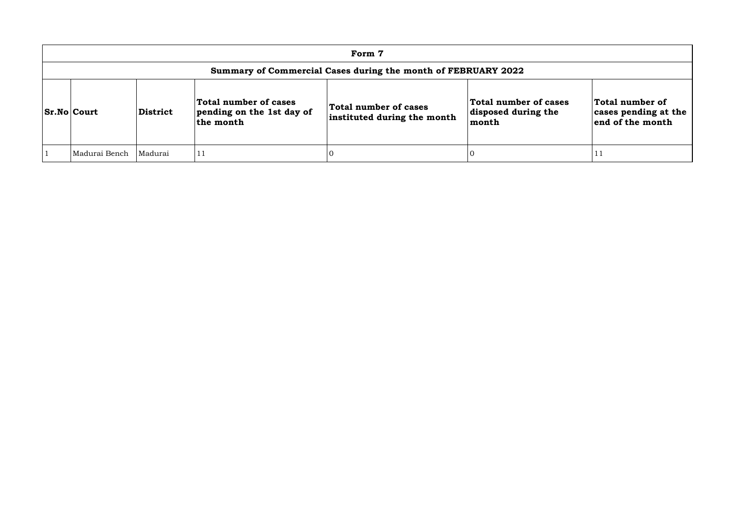# Form 7

## Summary of Commercial Cases during the month of FEBRUARY 2022

| Sr.No | Court | District | Total number of cases pending on the 1st day of the month | Total number of cases instituted during the month | Total number of cases disposed during the month | Total number of cases pending at the end of the month |
|---|---|---|---|---|---|---|
| 1 | Madurai Bench | Madurai | 11 | 0 | 0 | 11 |